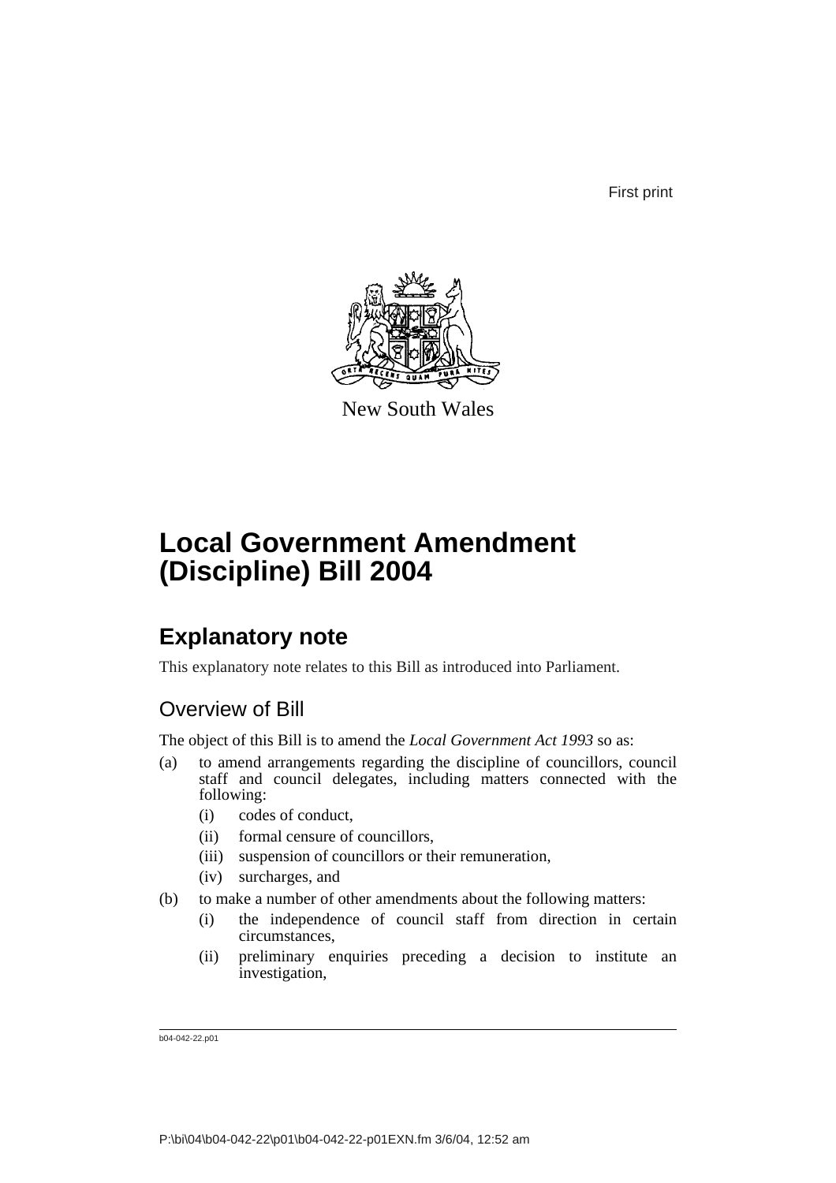First print

New South Wales

# Local Government Amendment (Discipline) Bill 2004

## Explanatory note

This explanatory note relates to this Bill as introduced into Parliament.

### Overview of Bill

The object of this Bill is to amend the *Local Government Act 1993* so as:

(a) to amend arrangements regarding the discipline of councillors, council staff and council delegates, including matters connected with the following:
   - (i) codes of conduct,
   - (ii) formal censure of councillors,
   - (iii) suspension of councillors or their remuneration,
   - (iv) surcharges, and

(b) to make a number of other amendments about the following matters:
   - (i) the independence of council staff from direction in certain circumstances,
   - (ii) preliminary enquiries preceding a decision to institute an investigation,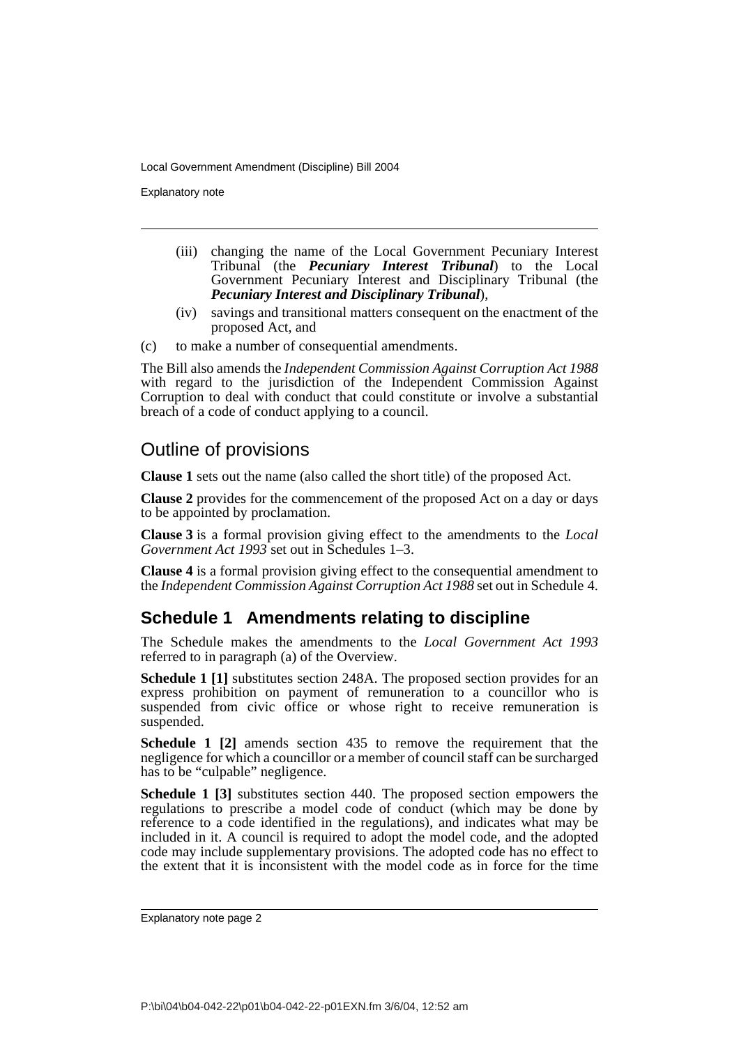(iii) changing the name of the Local Government Pecuniary Interest Tribunal (the ***Pecuniary Interest Tribunal***) to the Local Government Pecuniary Interest and Disciplinary Tribunal (the ***Pecuniary Interest and Disciplinary Tribunal***),

(iv) savings and transitional matters consequent on the enactment of the proposed Act, and

(c) to make a number of consequential amendments.

The Bill also amends the *Independent Commission Against Corruption Act 1988* with regard to the jurisdiction of the Independent Commission Against Corruption to deal with conduct that could constitute or involve a substantial breach of a code of conduct applying to a council.

## Outline of provisions

**Clause 1** sets out the name (also called the short title) of the proposed Act.

**Clause 2** provides for the commencement of the proposed Act on a day or days to be appointed by proclamation.

**Clause 3** is a formal provision giving effect to the amendments to the *Local Government Act 1993* set out in Schedules 1–3.

**Clause 4** is a formal provision giving effect to the consequential amendment to the *Independent Commission Against Corruption Act 1988* set out in Schedule 4.

### Schedule 1 Amendments relating to discipline

The Schedule makes the amendments to the *Local Government Act 1993* referred to in paragraph (a) of the Overview.

**Schedule 1 [1]** substitutes section 248A. The proposed section provides for an express prohibition on payment of remuneration to a councillor who is suspended from civic office or whose right to receive remuneration is suspended.

**Schedule 1 [2]** amends section 435 to remove the requirement that the negligence for which a councillor or a member of council staff can be surcharged has to be "culpable" negligence.

**Schedule 1 [3]** substitutes section 440. The proposed section empowers the regulations to prescribe a model code of conduct (which may be done by reference to a code identified in the regulations), and indicates what may be included in it. A council is required to adopt the model code, and the adopted code may include supplementary provisions. The adopted code has no effect to the extent that it is inconsistent with the model code as in force for the time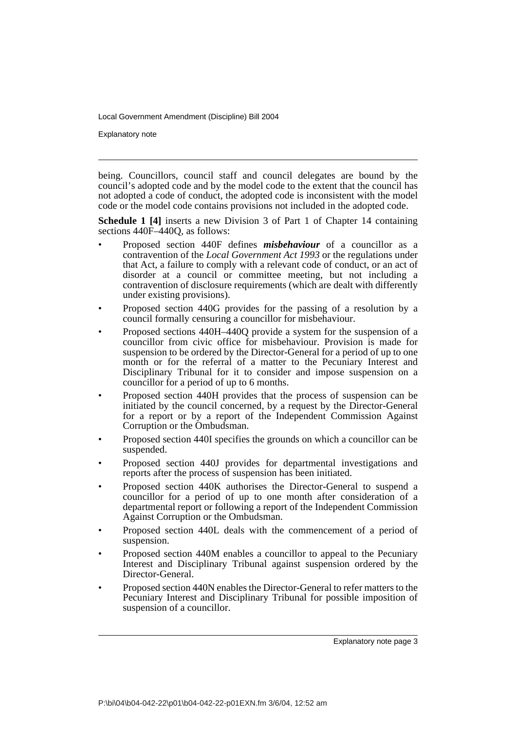being. Councillors, council staff and council delegates are bound by the council's adopted code and by the model code to the extent that the council has not adopted a code of conduct, the adopted code is inconsistent with the model code or the model code contains provisions not included in the adopted code.

**Schedule 1 [4]** inserts a new Division 3 of Part 1 of Chapter 14 containing sections 440F–440Q, as follows:

- Proposed section 440F defines ***misbehaviour*** of a councillor as a contravention of the *Local Government Act 1993* or the regulations under that Act, a failure to comply with a relevant code of conduct, or an act of disorder at a council or committee meeting, but not including a contravention of disclosure requirements (which are dealt with differently under existing provisions).
- Proposed section 440G provides for the passing of a resolution by a council formally censuring a councillor for misbehaviour.
- Proposed sections 440H–440Q provide a system for the suspension of a councillor from civic office for misbehaviour. Provision is made for suspension to be ordered by the Director-General for a period of up to one month or for the referral of a matter to the Pecuniary Interest and Disciplinary Tribunal for it to consider and impose suspension on a councillor for a period of up to 6 months.
- Proposed section 440H provides that the process of suspension can be initiated by the council concerned, by a request by the Director-General for a report or by a report of the Independent Commission Against Corruption or the Ombudsman.
- Proposed section 440I specifies the grounds on which a councillor can be suspended.
- Proposed section 440J provides for departmental investigations and reports after the process of suspension has been initiated.
- Proposed section 440K authorises the Director-General to suspend a councillor for a period of up to one month after consideration of a departmental report or following a report of the Independent Commission Against Corruption or the Ombudsman.
- Proposed section 440L deals with the commencement of a period of suspension.
- Proposed section 440M enables a councillor to appeal to the Pecuniary Interest and Disciplinary Tribunal against suspension ordered by the Director-General.
- Proposed section 440N enables the Director-General to refer matters to the Pecuniary Interest and Disciplinary Tribunal for possible imposition of suspension of a councillor.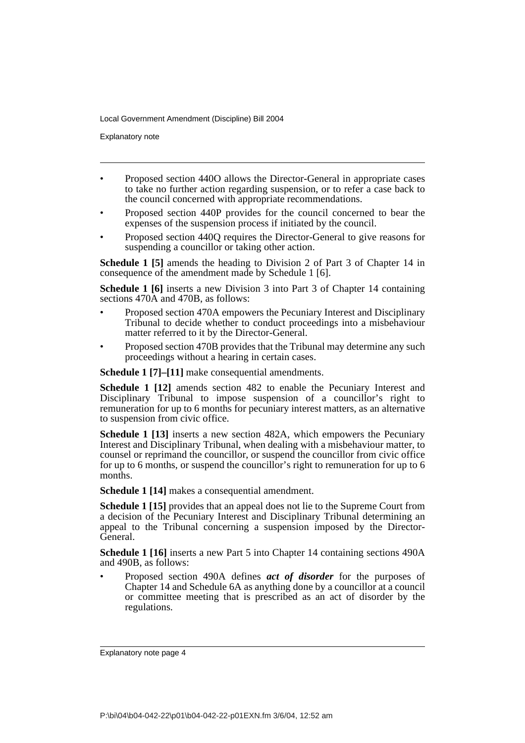- Proposed section 440O allows the Director-General in appropriate cases to take no further action regarding suspension, or to refer a case back to the council concerned with appropriate recommendations.
- Proposed section 440P provides for the council concerned to bear the expenses of the suspension process if initiated by the council.
- Proposed section 440Q requires the Director-General to give reasons for suspending a councillor or taking other action.

**Schedule 1 [5]** amends the heading to Division 2 of Part 3 of Chapter 14 in consequence of the amendment made by Schedule 1 [6].

**Schedule 1 [6]** inserts a new Division 3 into Part 3 of Chapter 14 containing sections 470A and 470B, as follows:

- Proposed section 470A empowers the Pecuniary Interest and Disciplinary Tribunal to decide whether to conduct proceedings into a misbehaviour matter referred to it by the Director-General.
- Proposed section 470B provides that the Tribunal may determine any such proceedings without a hearing in certain cases.

**Schedule 1 [7]–[11]** make consequential amendments.

**Schedule 1 [12]** amends section 482 to enable the Pecuniary Interest and Disciplinary Tribunal to impose suspension of a councillor's right to remuneration for up to 6 months for pecuniary interest matters, as an alternative to suspension from civic office.

**Schedule 1 [13]** inserts a new section 482A, which empowers the Pecuniary Interest and Disciplinary Tribunal, when dealing with a misbehaviour matter, to counsel or reprimand the councillor, or suspend the councillor from civic office for up to 6 months, or suspend the councillor's right to remuneration for up to 6 months.

**Schedule 1 [14]** makes a consequential amendment.

**Schedule 1 [15]** provides that an appeal does not lie to the Supreme Court from a decision of the Pecuniary Interest and Disciplinary Tribunal determining an appeal to the Tribunal concerning a suspension imposed by the Director-General.

**Schedule 1 [16]** inserts a new Part 5 into Chapter 14 containing sections 490A and 490B, as follows:

- Proposed section 490A defines ***act of disorder*** for the purposes of Chapter 14 and Schedule 6A as anything done by a councillor at a council or committee meeting that is prescribed as an act of disorder by the regulations.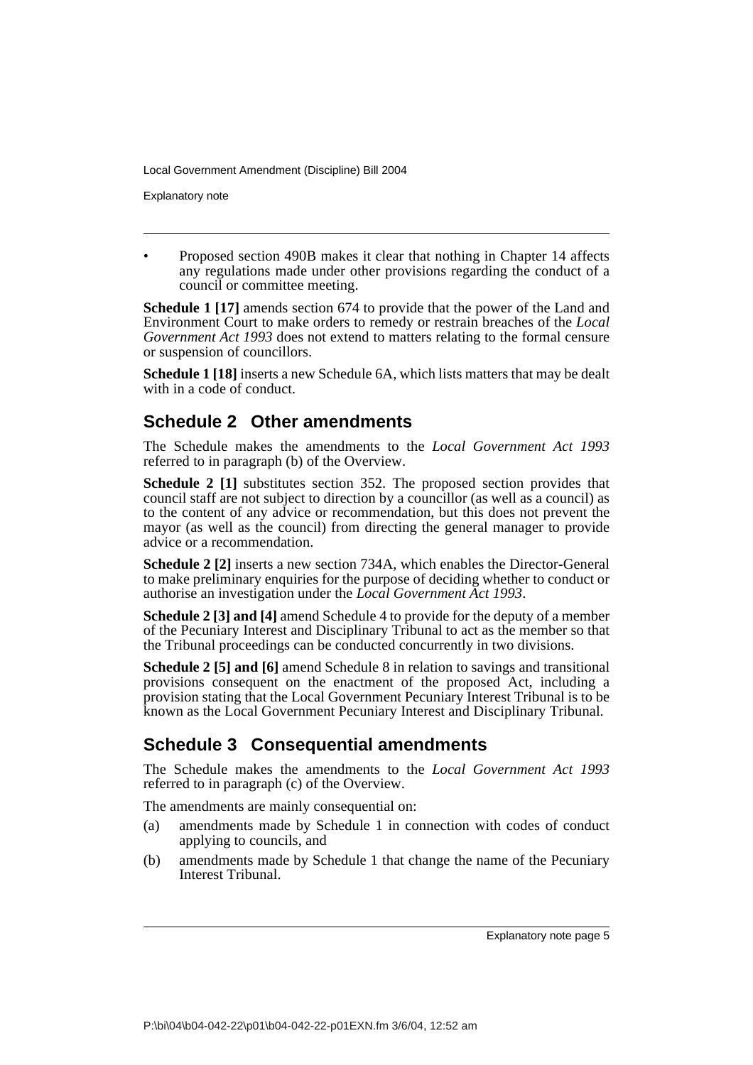- Proposed section 490B makes it clear that nothing in Chapter 14 affects any regulations made under other provisions regarding the conduct of a council or committee meeting.

**Schedule 1 [17]** amends section 674 to provide that the power of the Land and Environment Court to make orders to remedy or restrain breaches of the *Local Government Act 1993* does not extend to matters relating to the formal censure or suspension of councillors.

**Schedule 1 [18]** inserts a new Schedule 6A, which lists matters that may be dealt with in a code of conduct.

## Schedule 2 Other amendments

The Schedule makes the amendments to the *Local Government Act 1993* referred to in paragraph (b) of the Overview.

**Schedule 2 [1]** substitutes section 352. The proposed section provides that council staff are not subject to direction by a councillor (as well as a council) as to the content of any advice or recommendation, but this does not prevent the mayor (as well as the council) from directing the general manager to provide advice or a recommendation.

**Schedule 2 [2]** inserts a new section 734A, which enables the Director-General to make preliminary enquiries for the purpose of deciding whether to conduct or authorise an investigation under the *Local Government Act 1993*.

**Schedule 2 [3] and [4]** amend Schedule 4 to provide for the deputy of a member of the Pecuniary Interest and Disciplinary Tribunal to act as the member so that the Tribunal proceedings can be conducted concurrently in two divisions.

**Schedule 2 [5] and [6]** amend Schedule 8 in relation to savings and transitional provisions consequent on the enactment of the proposed Act, including a provision stating that the Local Government Pecuniary Interest Tribunal is to be known as the Local Government Pecuniary Interest and Disciplinary Tribunal.

## Schedule 3 Consequential amendments

The Schedule makes the amendments to the *Local Government Act 1993* referred to in paragraph (c) of the Overview.

The amendments are mainly consequential on:

(a) amendments made by Schedule 1 in connection with codes of conduct applying to councils, and

(b) amendments made by Schedule 1 that change the name of the Pecuniary Interest Tribunal.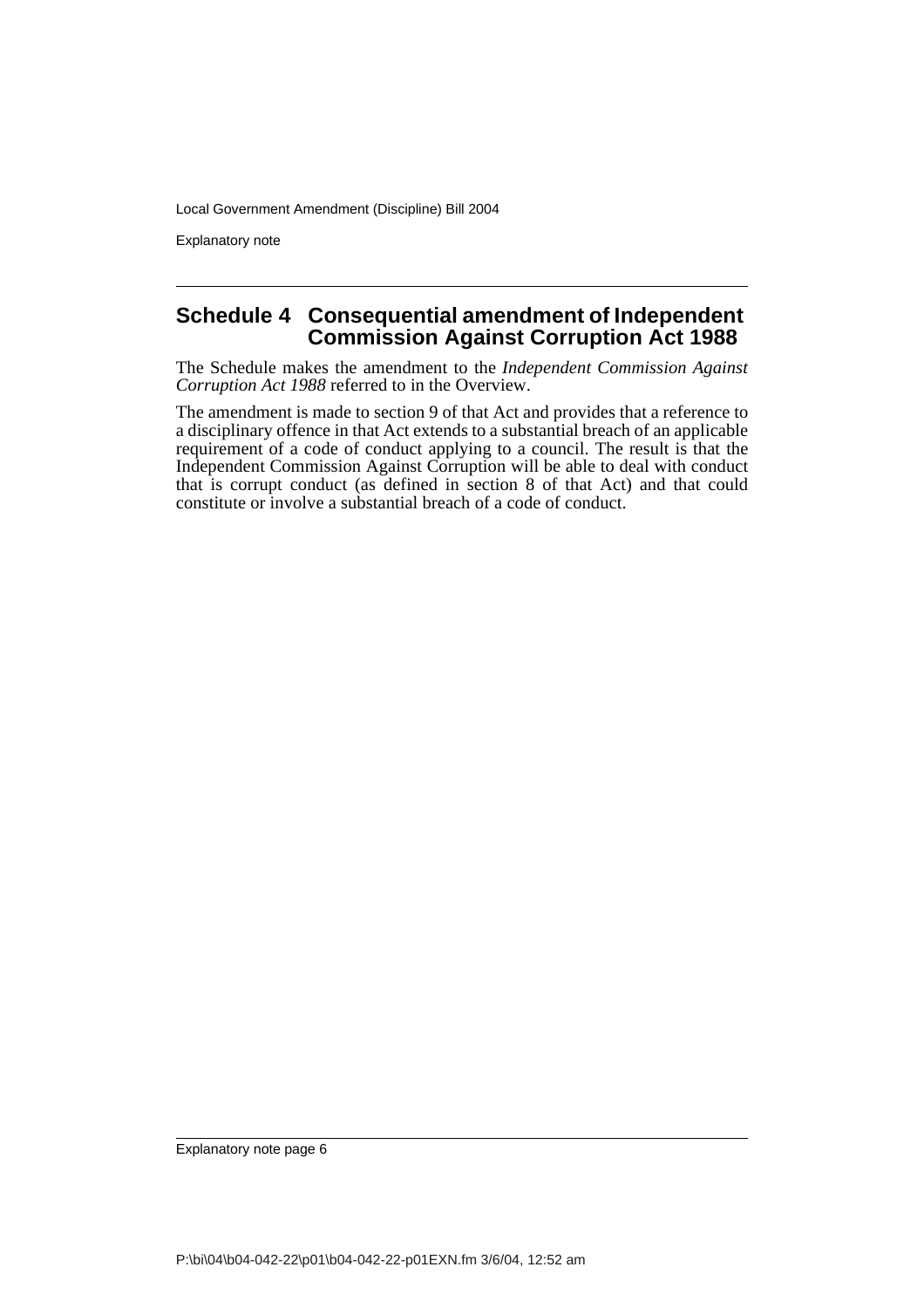## Schedule 4 Consequential amendment of Independent Commission Against Corruption Act 1988

The Schedule makes the amendment to the *Independent Commission Against Corruption Act 1988* referred to in the Overview.

The amendment is made to section 9 of that Act and provides that a reference to a disciplinary offence in that Act extends to a substantial breach of an applicable requirement of a code of conduct applying to a council. The result is that the Independent Commission Against Corruption will be able to deal with conduct that is corrupt conduct (as defined in section 8 of that Act) and that could constitute or involve a substantial breach of a code of conduct.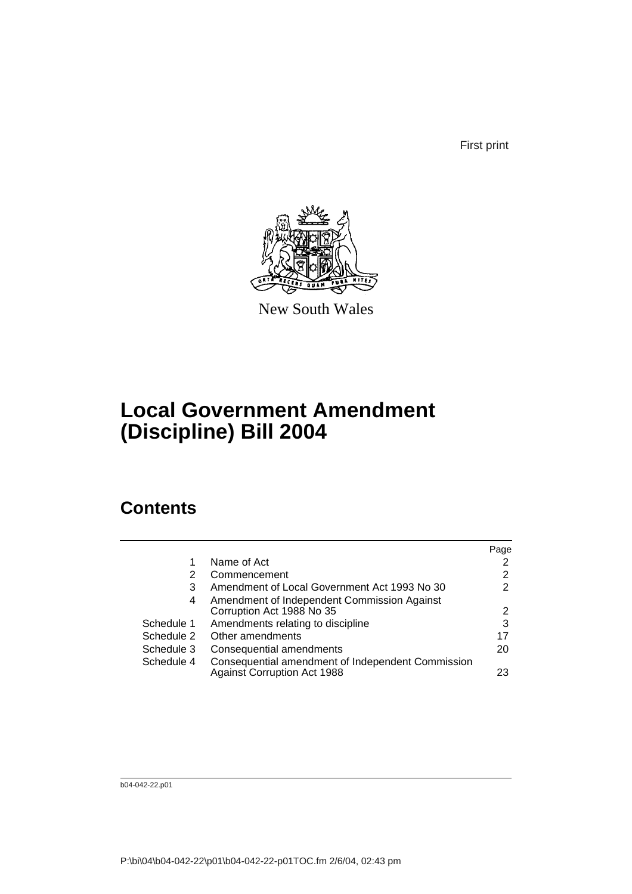First print

New South Wales

# Local Government Amendment (Discipline) Bill 2004

## Contents

| | | Page |
|---|---|---|
| 1 | Name of Act | 2 |
| 2 | Commencement | 2 |
| 3 | Amendment of Local Government Act 1993 No 30 | 2 |
| 4 | Amendment of Independent Commission Against Corruption Act 1988 No 35 | 2 |
| Schedule 1 | Amendments relating to discipline | 3 |
| Schedule 2 | Other amendments | 17 |
| Schedule 3 | Consequential amendments | 20 |
| Schedule 4 | Consequential amendment of Independent Commission Against Corruption Act 1988 | 23 |

b04-042-22.p01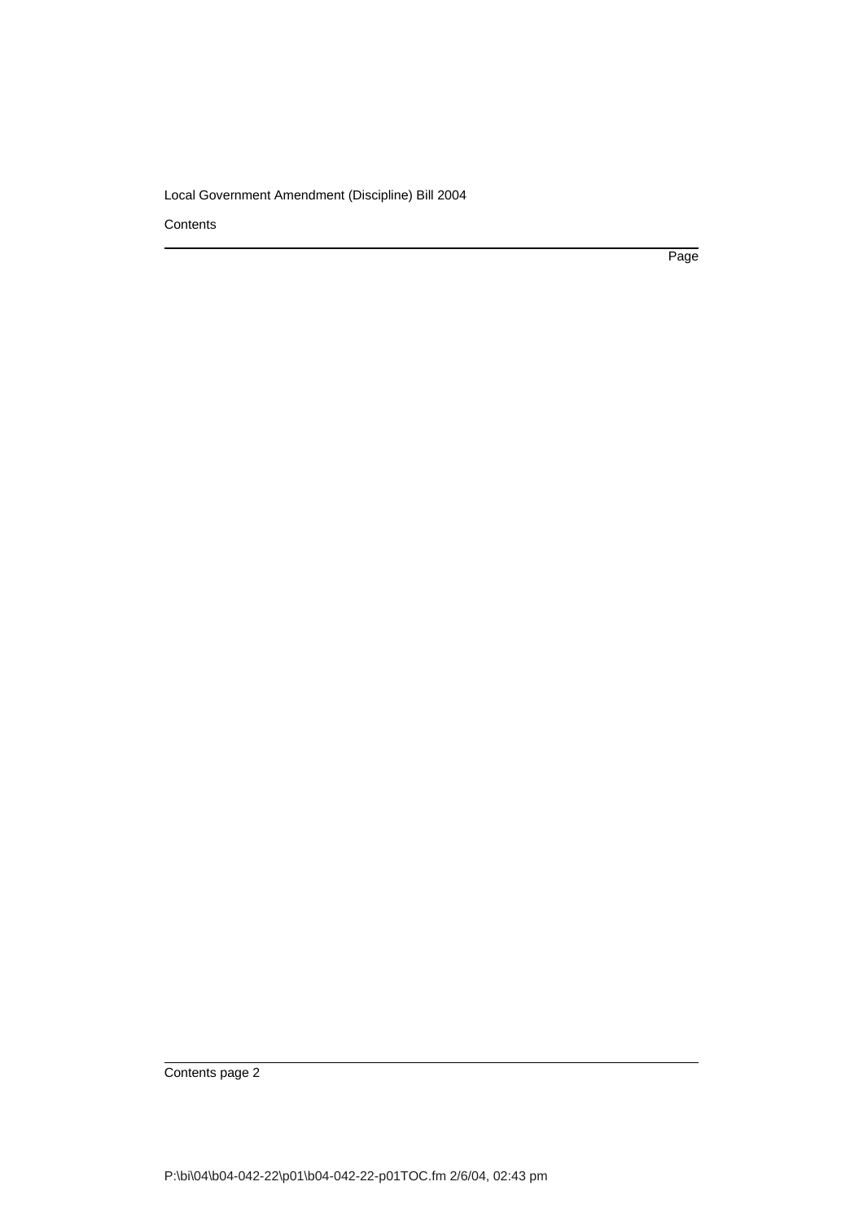Contents

Page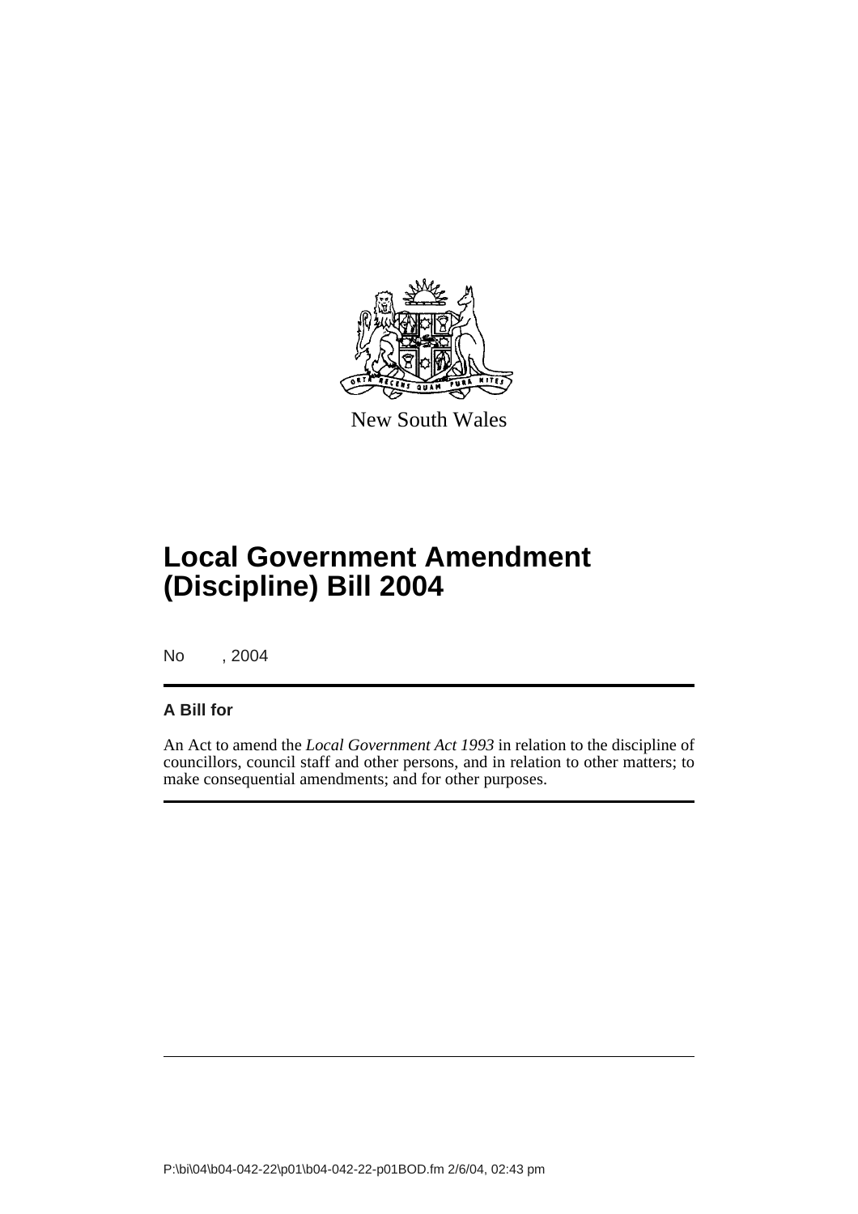New South Wales

# Local Government Amendment (Discipline) Bill 2004

No , 2004

## A Bill for

An Act to amend the *Local Government Act 1993* in relation to the discipline of councillors, council staff and other persons, and in relation to other matters; to make consequential amendments; and for other purposes.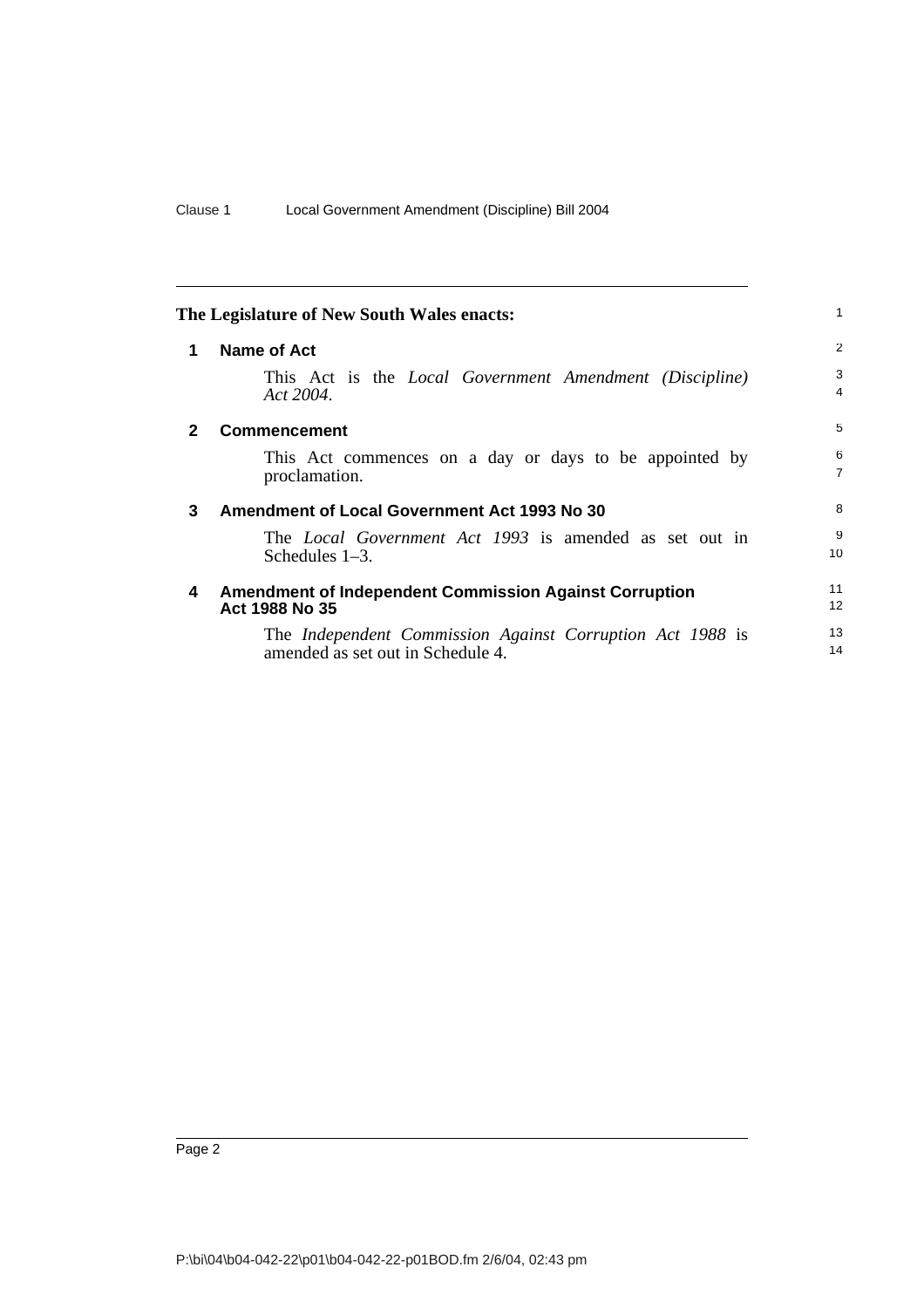**The Legislature of New South Wales enacts:**

## 1 Name of Act

This Act is the *Local Government Amendment (Discipline) Act 2004*.

## 2 Commencement

This Act commences on a day or days to be appointed by proclamation.

## 3 Amendment of Local Government Act 1993 No 30

The *Local Government Act 1993* is amended as set out in Schedules 1–3.

## 4 Amendment of Independent Commission Against Corruption Act 1988 No 35

The *Independent Commission Against Corruption Act 1988* is amended as set out in Schedule 4.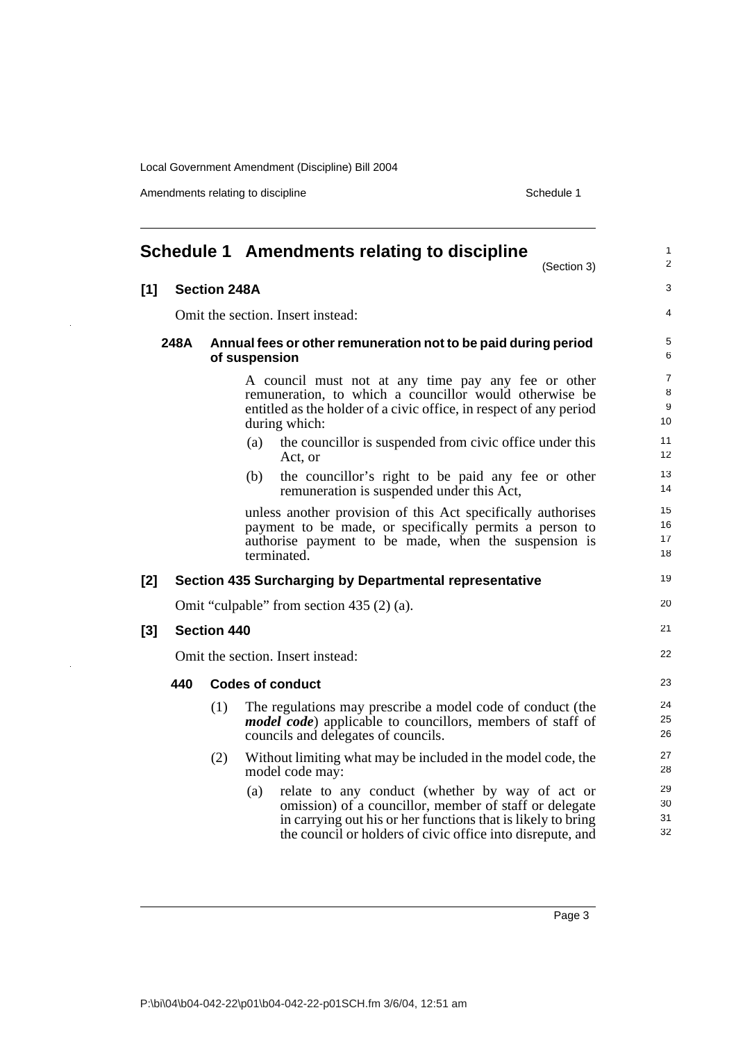# Schedule 1 Amendments relating to discipline

(Section 3)

## [1] Section 248A

Omit the section. Insert instead:

### 248A Annual fees or other remuneration not to be paid during period of suspension

A council must not at any time pay any fee or other remuneration, to which a councillor would otherwise be entitled as the holder of a civic office, in respect of any period during which:

(a) the councillor is suspended from civic office under this Act, or

(b) the councillor's right to be paid any fee or other remuneration is suspended under this Act,

unless another provision of this Act specifically authorises payment to be made, or specifically permits a person to authorise payment to be made, when the suspension is terminated.

## [2] Section 435 Surcharging by Departmental representative

Omit "culpable" from section 435 (2) (a).

## [3] Section 440

Omit the section. Insert instead:

### 440 Codes of conduct

(1) The regulations may prescribe a model code of conduct (the ***model code***) applicable to councillors, members of staff of councils and delegates of councils.

(2) Without limiting what may be included in the model code, the model code may:

(a) relate to any conduct (whether by way of act or omission) of a councillor, member of staff or delegate in carrying out his or her functions that is likely to bring the council or holders of civic office into disrepute, and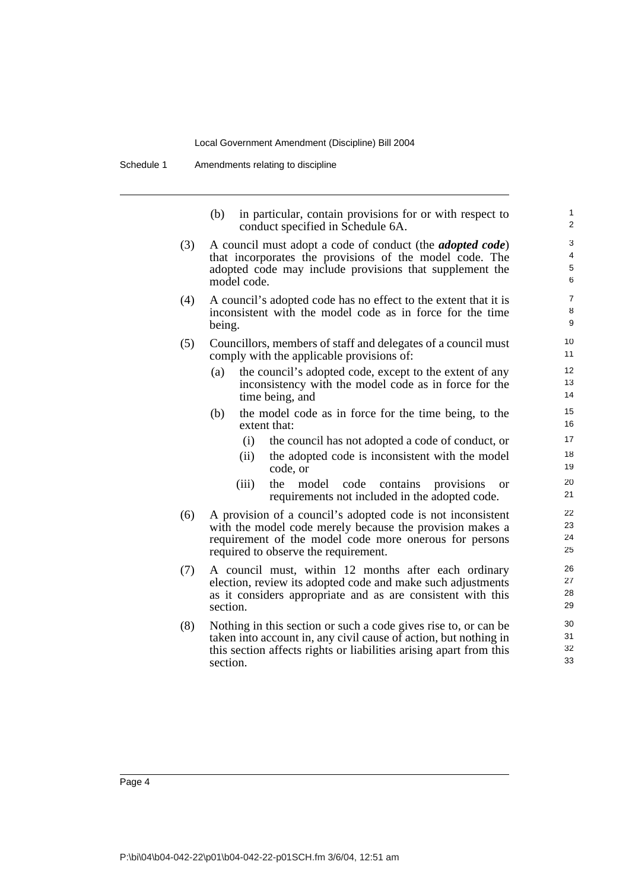(b) in particular, contain provisions for or with respect to conduct specified in Schedule 6A.

(3) A council must adopt a code of conduct (the ***adopted code***) that incorporates the provisions of the model code. The adopted code may include provisions that supplement the model code.

(4) A council's adopted code has no effect to the extent that it is inconsistent with the model code as in force for the time being.

(5) Councillors, members of staff and delegates of a council must comply with the applicable provisions of:

(a) the council's adopted code, except to the extent of any inconsistency with the model code as in force for the time being, and

(b) the model code as in force for the time being, to the extent that:

(i) the council has not adopted a code of conduct, or

(ii) the adopted code is inconsistent with the model code, or

(iii) the model code contains provisions or requirements not included in the adopted code.

(6) A provision of a council's adopted code is not inconsistent with the model code merely because the provision makes a requirement of the model code more onerous for persons required to observe the requirement.

(7) A council must, within 12 months after each ordinary election, review its adopted code and make such adjustments as it considers appropriate and as are consistent with this section.

(8) Nothing in this section or such a code gives rise to, or can be taken into account in, any civil cause of action, but nothing in this section affects rights or liabilities arising apart from this section.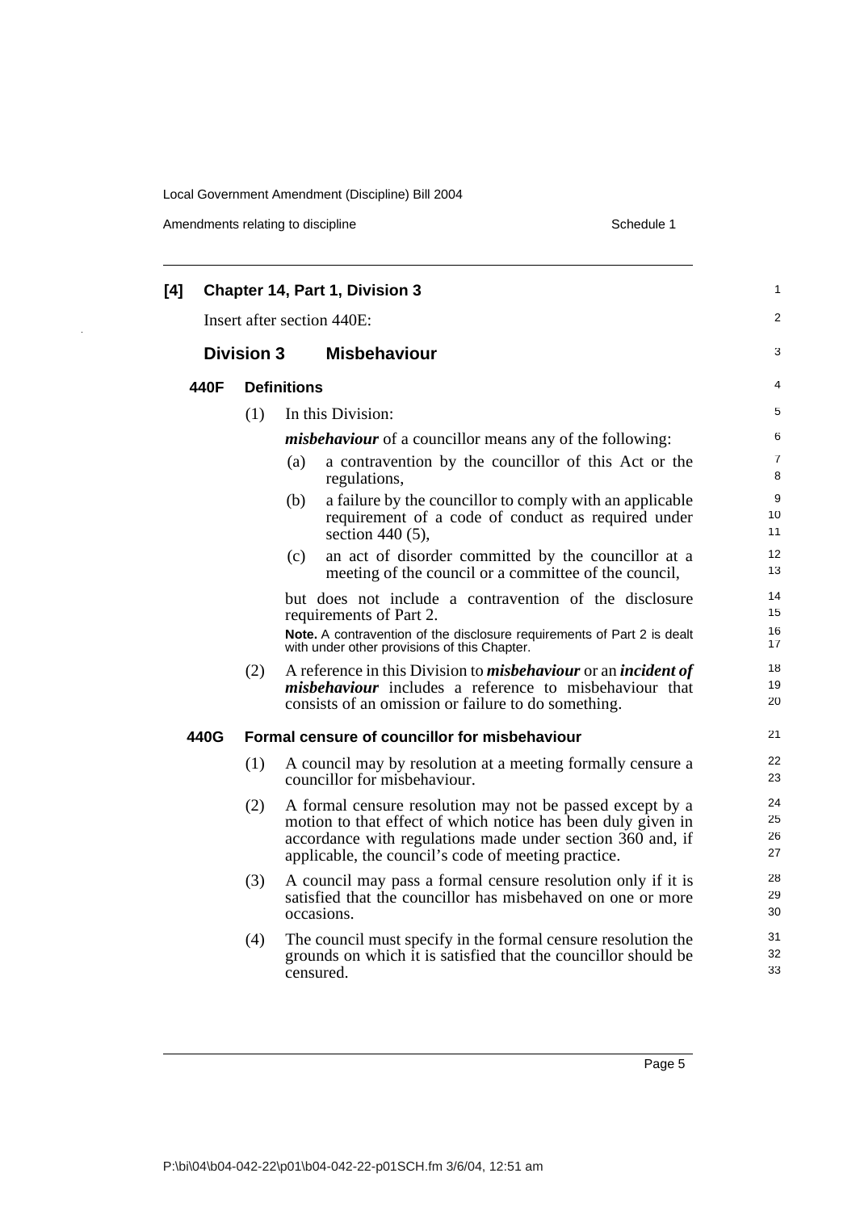**[4] Chapter 14, Part 1, Division 3**

Insert after section 440E:

## Division 3 Misbehaviour

### 440F Definitions

(1) In this Division:

***misbehaviour*** of a councillor means any of the following:

(a) a contravention by the councillor of this Act or the regulations,

(b) a failure by the councillor to comply with an applicable requirement of a code of conduct as required under section 440 (5),

(c) an act of disorder committed by the councillor at a meeting of the council or a committee of the council,

but does not include a contravention of the disclosure requirements of Part 2.

**Note.** A contravention of the disclosure requirements of Part 2 is dealt with under other provisions of this Chapter.

(2) A reference in this Division to ***misbehaviour*** or an ***incident of misbehaviour*** includes a reference to misbehaviour that consists of an omission or failure to do something.

### 440G Formal censure of councillor for misbehaviour

(1) A council may by resolution at a meeting formally censure a councillor for misbehaviour.

(2) A formal censure resolution may not be passed except by a motion to that effect of which notice has been duly given in accordance with regulations made under section 360 and, if applicable, the council's code of meeting practice.

(3) A council may pass a formal censure resolution only if it is satisfied that the councillor has misbehaved on one or more occasions.

(4) The council must specify in the formal censure resolution the grounds on which it is satisfied that the councillor should be censured.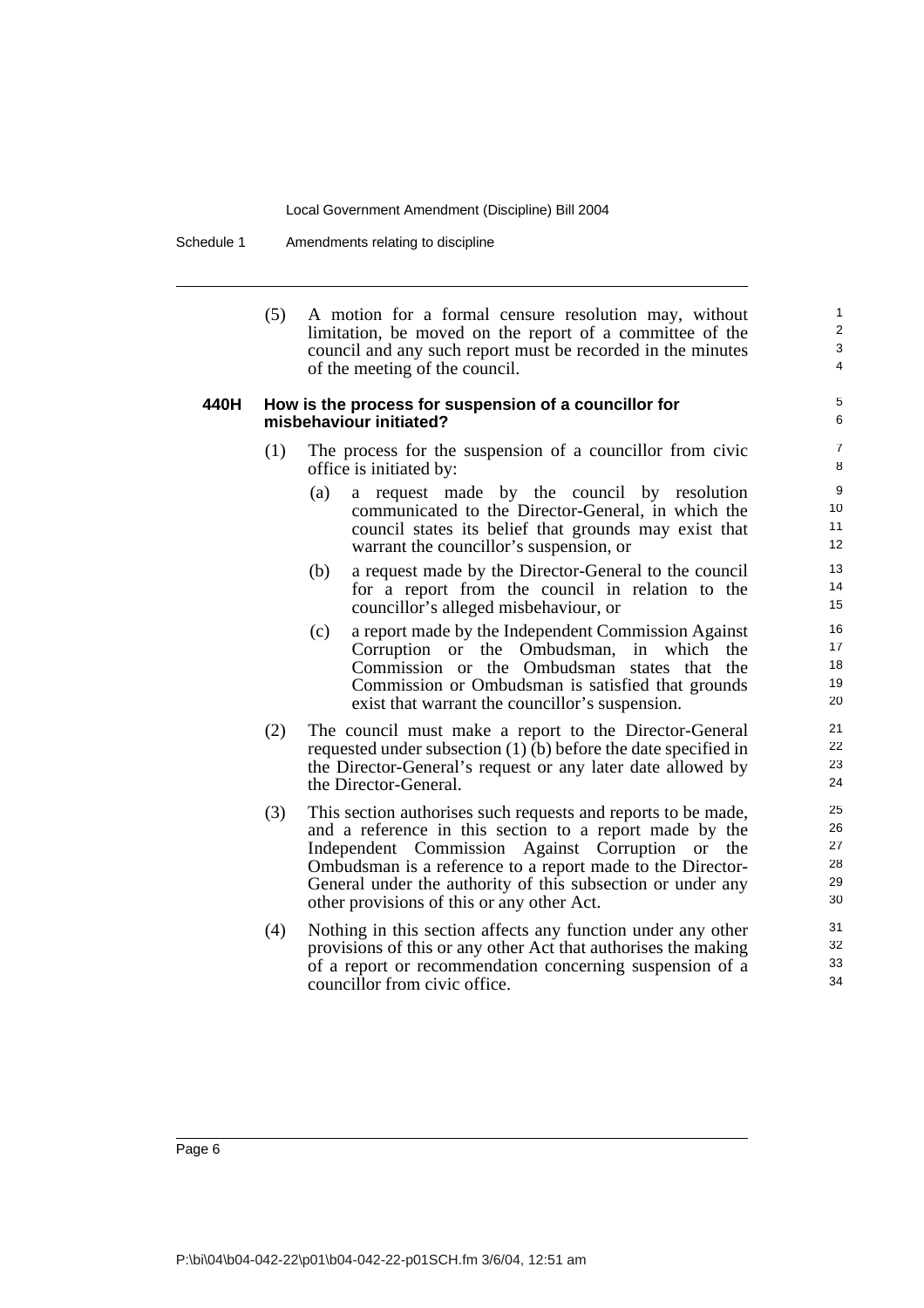(5) A motion for a formal censure resolution may, without limitation, be moved on the report of a committee of the council and any such report must be recorded in the minutes of the meeting of the council.

**440H How is the process for suspension of a councillor for misbehaviour initiated?**

(1) The process for the suspension of a councillor from civic office is initiated by:

(a) a request made by the council by resolution communicated to the Director-General, in which the council states its belief that grounds may exist that warrant the councillor's suspension, or

(b) a request made by the Director-General to the council for a report from the council in relation to the councillor's alleged misbehaviour, or

(c) a report made by the Independent Commission Against Corruption or the Ombudsman, in which the Commission or the Ombudsman states that the Commission or Ombudsman is satisfied that grounds exist that warrant the councillor's suspension.

(2) The council must make a report to the Director-General requested under subsection (1) (b) before the date specified in the Director-General's request or any later date allowed by the Director-General.

(3) This section authorises such requests and reports to be made, and a reference in this section to a report made by the Independent Commission Against Corruption or the Ombudsman is a reference to a report made to the Director-General under the authority of this subsection or under any other provisions of this or any other Act.

(4) Nothing in this section affects any function under any other provisions of this or any other Act that authorises the making of a report or recommendation concerning suspension of a councillor from civic office.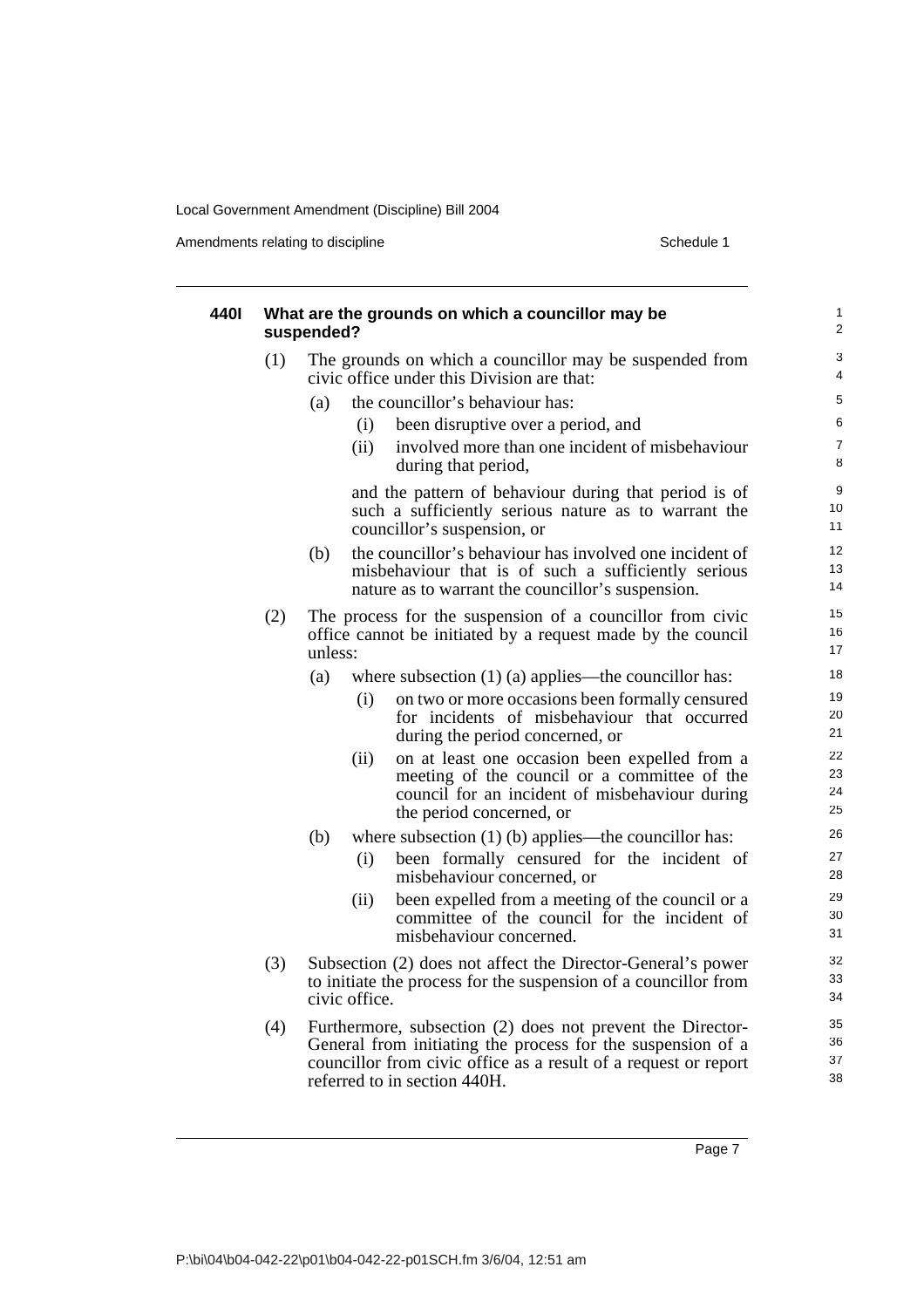#### 440I What are the grounds on which a councillor may be suspended?

(1) The grounds on which a councillor may be suspended from civic office under this Division are that:

(a) the councillor's behaviour has:

(i) been disruptive over a period, and

(ii) involved more than one incident of misbehaviour during that period,

and the pattern of behaviour during that period is of such a sufficiently serious nature as to warrant the councillor's suspension, or

(b) the councillor's behaviour has involved one incident of misbehaviour that is of such a sufficiently serious nature as to warrant the councillor's suspension.

(2) The process for the suspension of a councillor from civic office cannot be initiated by a request made by the council unless:

(a) where subsection (1) (a) applies—the councillor has:

(i) on two or more occasions been formally censured for incidents of misbehaviour that occurred during the period concerned, or

(ii) on at least one occasion been expelled from a meeting of the council or a committee of the council for an incident of misbehaviour during the period concerned, or

(b) where subsection (1) (b) applies—the councillor has:

(i) been formally censured for the incident of misbehaviour concerned, or

(ii) been expelled from a meeting of the council or a committee of the council for the incident of misbehaviour concerned.

(3) Subsection (2) does not affect the Director-General's power to initiate the process for the suspension of a councillor from civic office.

(4) Furthermore, subsection (2) does not prevent the Director-General from initiating the process for the suspension of a councillor from civic office as a result of a request or report referred to in section 440H.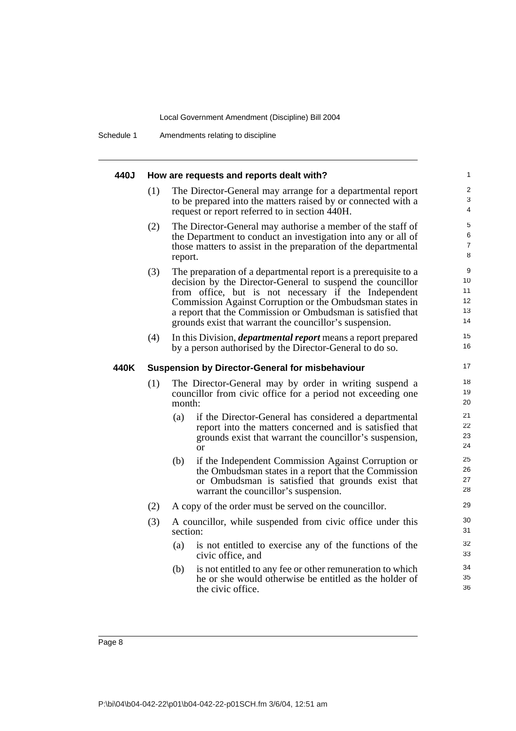#### 440J How are requests and reports dealt with?

(1) The Director-General may arrange for a departmental report to be prepared into the matters raised by or connected with a request or report referred to in section 440H.

(2) The Director-General may authorise a member of the staff of the Department to conduct an investigation into any or all of those matters to assist in the preparation of the departmental report.

(3) The preparation of a departmental report is a prerequisite to a decision by the Director-General to suspend the councillor from office, but is not necessary if the Independent Commission Against Corruption or the Ombudsman states in a report that the Commission or Ombudsman is satisfied that grounds exist that warrant the councillor's suspension.

(4) In this Division, ***departmental report*** means a report prepared by a person authorised by the Director-General to do so.

#### 440K Suspension by Director-General for misbehaviour

(1) The Director-General may by order in writing suspend a councillor from civic office for a period not exceeding one month:

(a) if the Director-General has considered a departmental report into the matters concerned and is satisfied that grounds exist that warrant the councillor's suspension, or

(b) if the Independent Commission Against Corruption or the Ombudsman states in a report that the Commission or Ombudsman is satisfied that grounds exist that warrant the councillor's suspension.

(2) A copy of the order must be served on the councillor.

(3) A councillor, while suspended from civic office under this section:

(a) is not entitled to exercise any of the functions of the civic office, and

(b) is not entitled to any fee or other remuneration to which he or she would otherwise be entitled as the holder of the civic office.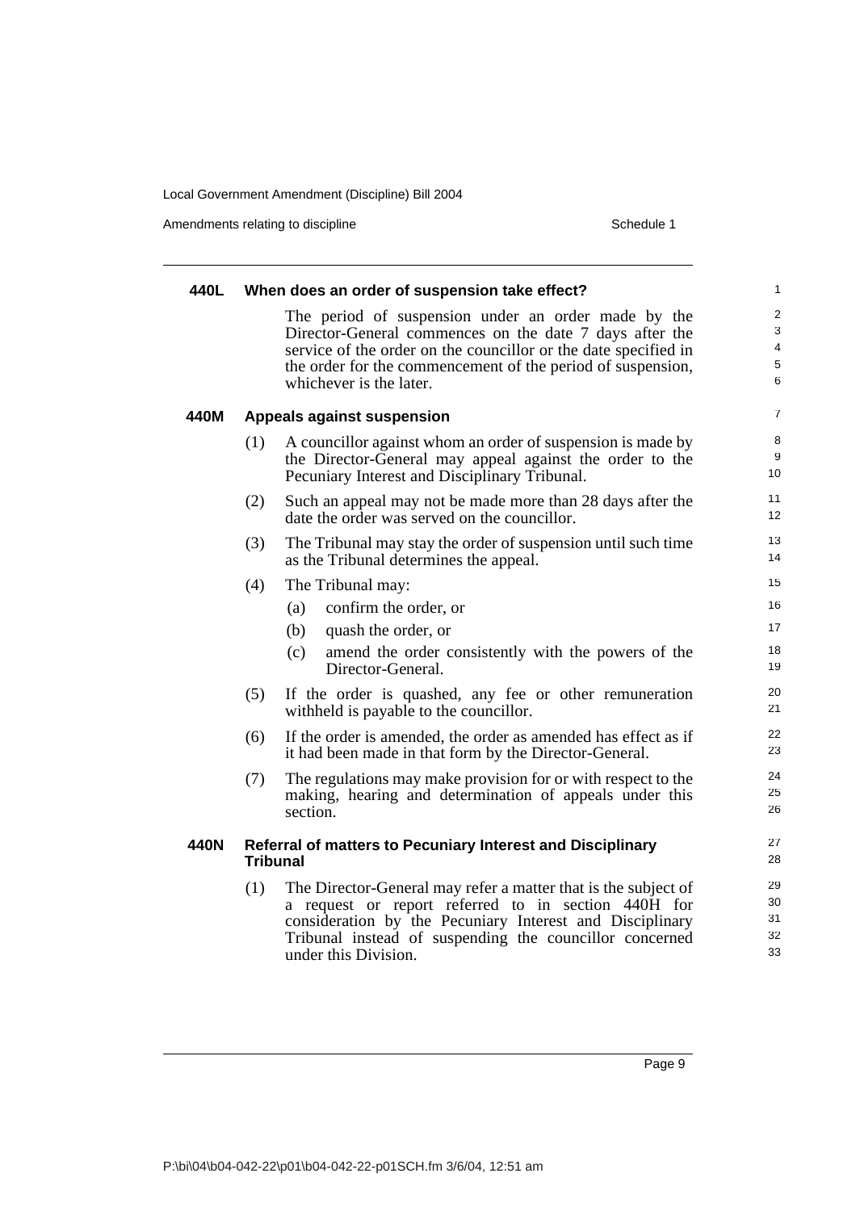#### 440L When does an order of suspension take effect?

The period of suspension under an order made by the Director-General commences on the date 7 days after the service of the order on the councillor or the date specified in the order for the commencement of the period of suspension, whichever is the later.

#### 440M Appeals against suspension

(1) A councillor against whom an order of suspension is made by the Director-General may appeal against the order to the Pecuniary Interest and Disciplinary Tribunal.

(2) Such an appeal may not be made more than 28 days after the date the order was served on the councillor.

(3) The Tribunal may stay the order of suspension until such time as the Tribunal determines the appeal.

(4) The Tribunal may:

- (a) confirm the order, or
- (b) quash the order, or
- (c) amend the order consistently with the powers of the Director-General.

(5) If the order is quashed, any fee or other remuneration withheld is payable to the councillor.

(6) If the order is amended, the order as amended has effect as if it had been made in that form by the Director-General.

(7) The regulations may make provision for or with respect to the making, hearing and determination of appeals under this section.

#### 440N Referral of matters to Pecuniary Interest and Disciplinary Tribunal

(1) The Director-General may refer a matter that is the subject of a request or report referred to in section 440H for consideration by the Pecuniary Interest and Disciplinary Tribunal instead of suspending the councillor concerned under this Division.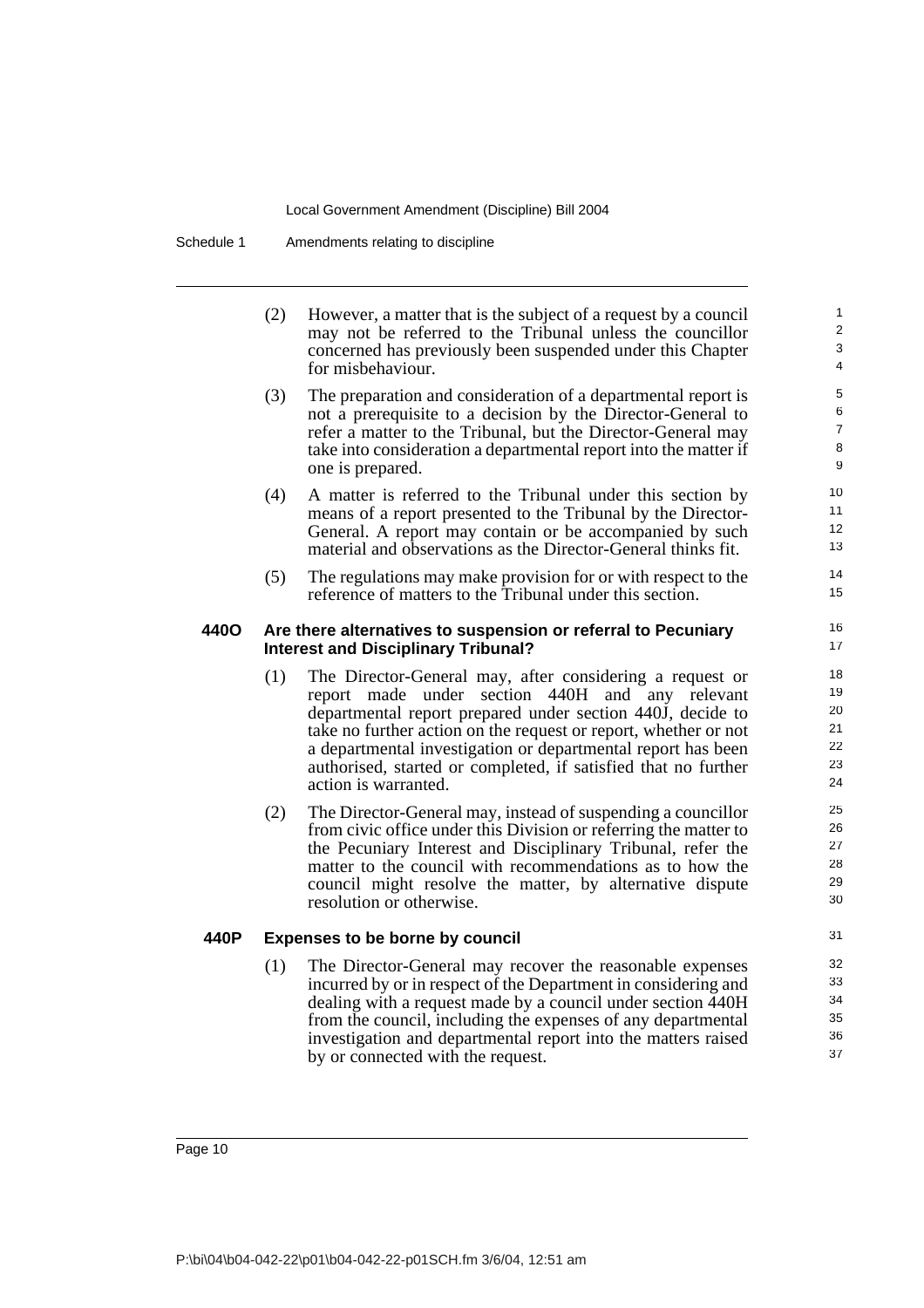(2) However, a matter that is the subject of a request by a council may not be referred to the Tribunal unless the councillor concerned has previously been suspended under this Chapter for misbehaviour.

(3) The preparation and consideration of a departmental report is not a prerequisite to a decision by the Director-General to refer a matter to the Tribunal, but the Director-General may take into consideration a departmental report into the matter if one is prepared.

(4) A matter is referred to the Tribunal under this section by means of a report presented to the Tribunal by the Director-General. A report may contain or be accompanied by such material and observations as the Director-General thinks fit.

(5) The regulations may make provision for or with respect to the reference of matters to the Tribunal under this section.

### 440O Are there alternatives to suspension or referral to Pecuniary Interest and Disciplinary Tribunal?

(1) The Director-General may, after considering a request or report made under section 440H and any relevant departmental report prepared under section 440J, decide to take no further action on the request or report, whether or not a departmental investigation or departmental report has been authorised, started or completed, if satisfied that no further action is warranted.

(2) The Director-General may, instead of suspending a councillor from civic office under this Division or referring the matter to the Pecuniary Interest and Disciplinary Tribunal, refer the matter to the council with recommendations as to how the council might resolve the matter, by alternative dispute resolution or otherwise.

### 440P Expenses to be borne by council

(1) The Director-General may recover the reasonable expenses incurred by or in respect of the Department in considering and dealing with a request made by a council under section 440H from the council, including the expenses of any departmental investigation and departmental report into the matters raised by or connected with the request.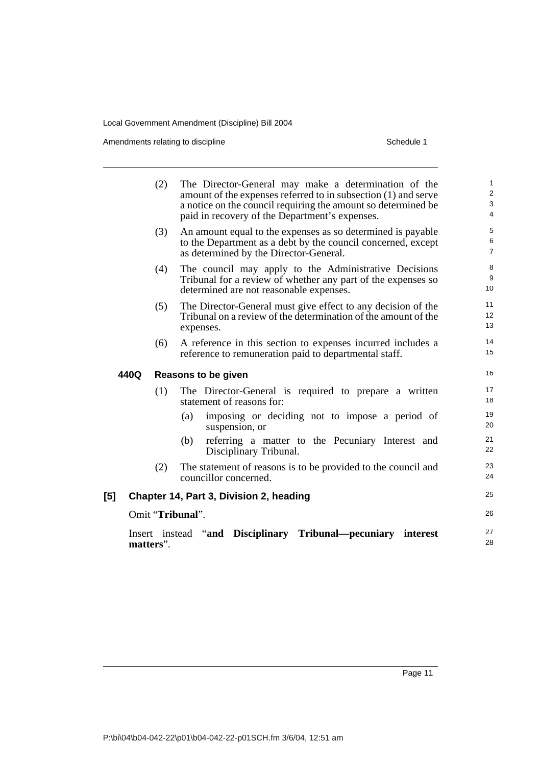(2) The Director-General may make a determination of the amount of the expenses referred to in subsection (1) and serve a notice on the council requiring the amount so determined be paid in recovery of the Department's expenses.

(3) An amount equal to the expenses as so determined is payable to the Department as a debt by the council concerned, except as determined by the Director-General.

(4) The council may apply to the Administrative Decisions Tribunal for a review of whether any part of the expenses so determined are not reasonable expenses.

(5) The Director-General must give effect to any decision of the Tribunal on a review of the determination of the amount of the expenses.

(6) A reference in this section to expenses incurred includes a reference to remuneration paid to departmental staff.

### 440Q Reasons to be given

(1) The Director-General is required to prepare a written statement of reasons for:

- (a) imposing or deciding not to impose a period of suspension, or
- (b) referring a matter to the Pecuniary Interest and Disciplinary Tribunal.

(2) The statement of reasons is to be provided to the council and councillor concerned.

## [5] Chapter 14, Part 3, Division 2, heading

Omit "**Tribunal**".

Insert instead "**and Disciplinary Tribunal—pecuniary interest matters**".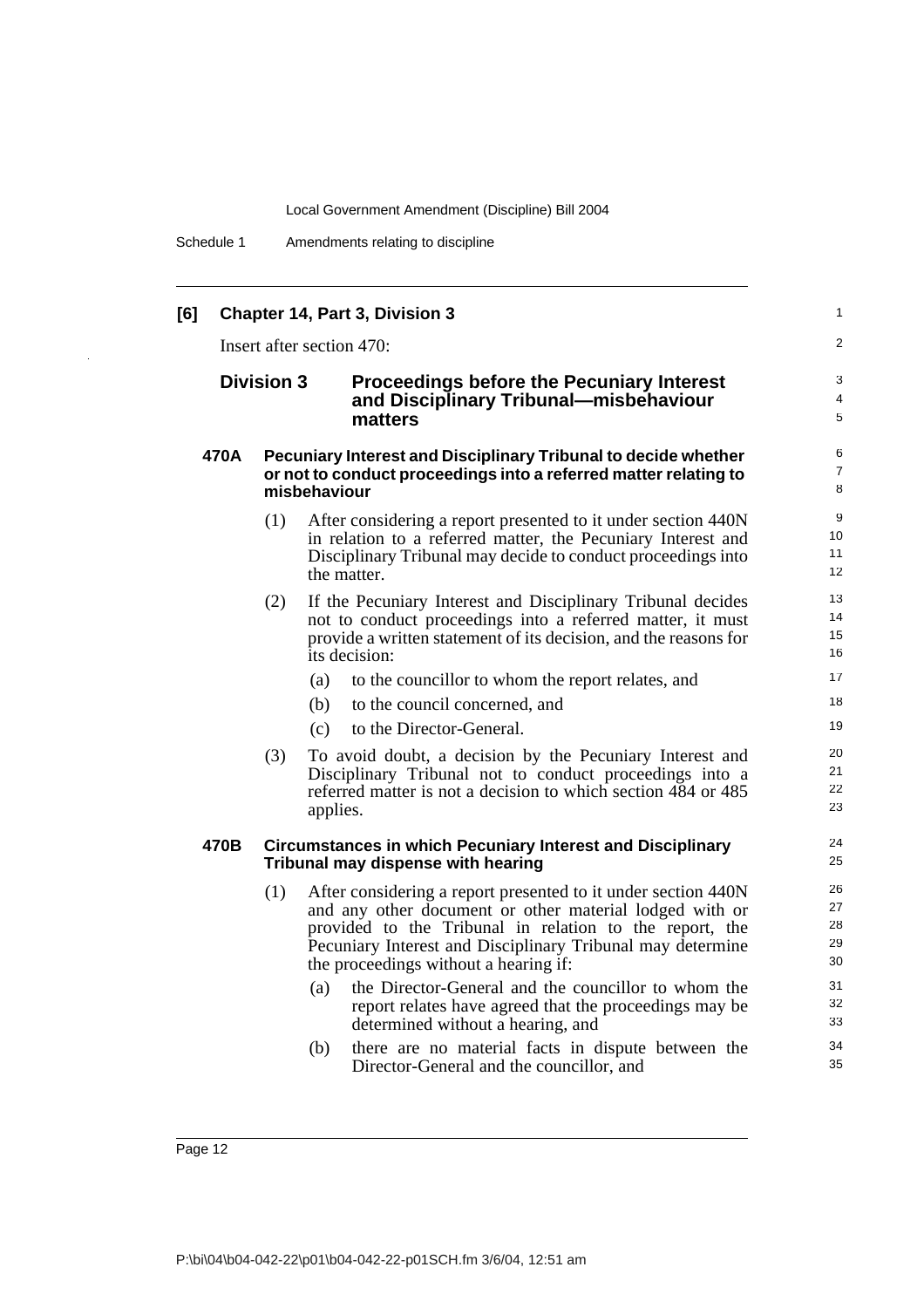**[6] Chapter 14, Part 3, Division 3**

Insert after section 470:

### Division 3 Proceedings before the Pecuniary Interest and Disciplinary Tribunal—misbehaviour matters

#### 470A Pecuniary Interest and Disciplinary Tribunal to decide whether or not to conduct proceedings into a referred matter relating to misbehaviour

(1) After considering a report presented to it under section 440N in relation to a referred matter, the Pecuniary Interest and Disciplinary Tribunal may decide to conduct proceedings into the matter.

(2) If the Pecuniary Interest and Disciplinary Tribunal decides not to conduct proceedings into a referred matter, it must provide a written statement of its decision, and the reasons for its decision:

- (a) to the councillor to whom the report relates, and
- (b) to the council concerned, and
- (c) to the Director-General.

(3) To avoid doubt, a decision by the Pecuniary Interest and Disciplinary Tribunal not to conduct proceedings into a referred matter is not a decision to which section 484 or 485 applies.

#### 470B Circumstances in which Pecuniary Interest and Disciplinary Tribunal may dispense with hearing

(1) After considering a report presented to it under section 440N and any other document or other material lodged with or provided to the Tribunal in relation to the report, the Pecuniary Interest and Disciplinary Tribunal may determine the proceedings without a hearing if:

- (a) the Director-General and the councillor to whom the report relates have agreed that the proceedings may be determined without a hearing, and
- (b) there are no material facts in dispute between the Director-General and the councillor, and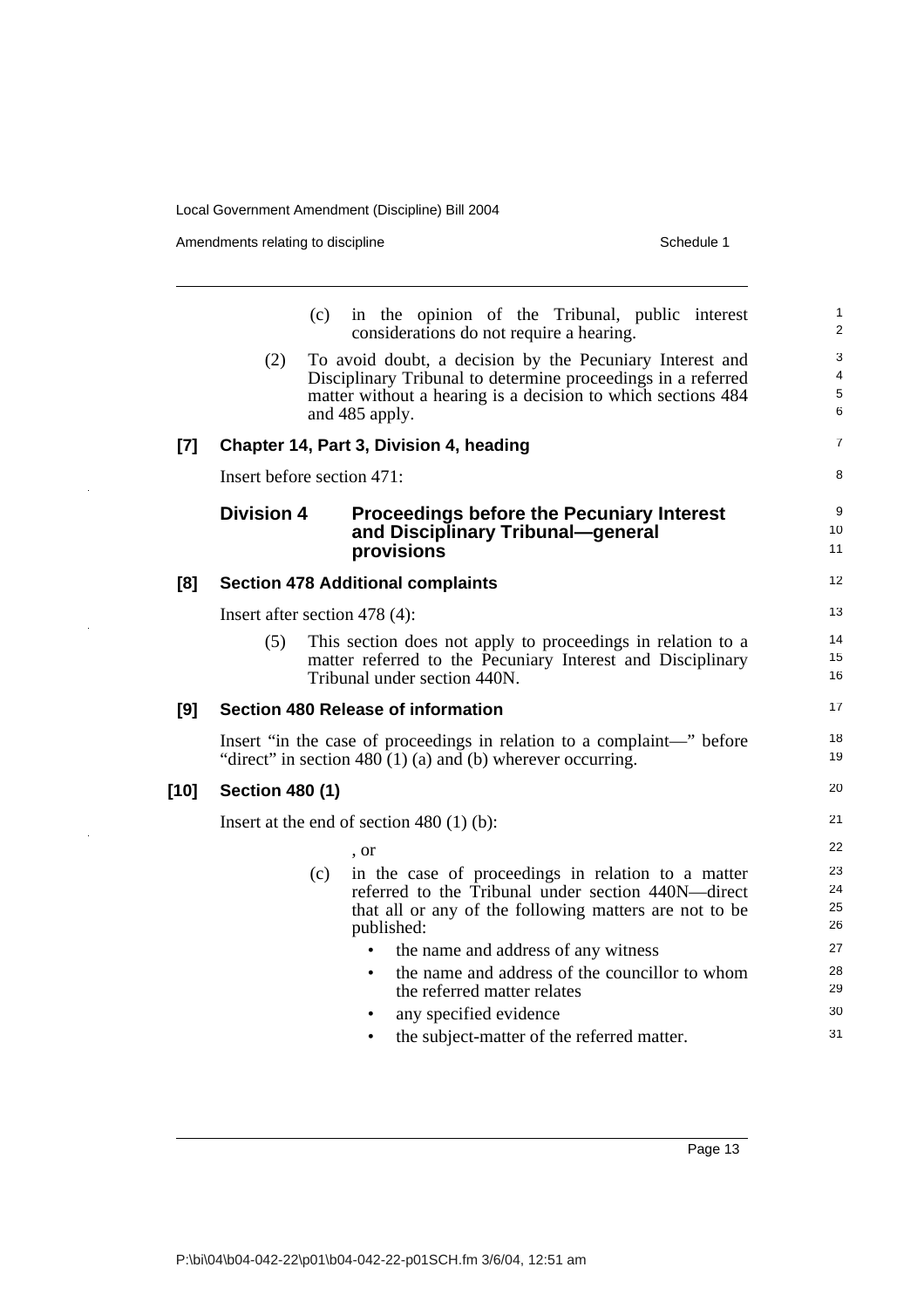(c) in the opinion of the Tribunal, public interest considerations do not require a hearing.

(2) To avoid doubt, a decision by the Pecuniary Interest and Disciplinary Tribunal to determine proceedings in a referred matter without a hearing is a decision to which sections 484 and 485 apply.

**[7] Chapter 14, Part 3, Division 4, heading**

Insert before section 471:

### Division 4 Proceedings before the Pecuniary Interest and Disciplinary Tribunal—general provisions

**[8] Section 478 Additional complaints**

Insert after section 478 (4):

(5) This section does not apply to proceedings in relation to a matter referred to the Pecuniary Interest and Disciplinary Tribunal under section 440N.

**[9] Section 480 Release of information**

Insert "in the case of proceedings in relation to a complaint—" before "direct" in section 480 (1) (a) and (b) wherever occurring.

**[10] Section 480 (1)**

Insert at the end of section 480 (1) (b):

, or

(c) in the case of proceedings in relation to a matter referred to the Tribunal under section 440N—direct that all or any of the following matters are not to be published:

- the name and address of any witness
- the name and address of the councillor to whom the referred matter relates
- any specified evidence
- the subject-matter of the referred matter.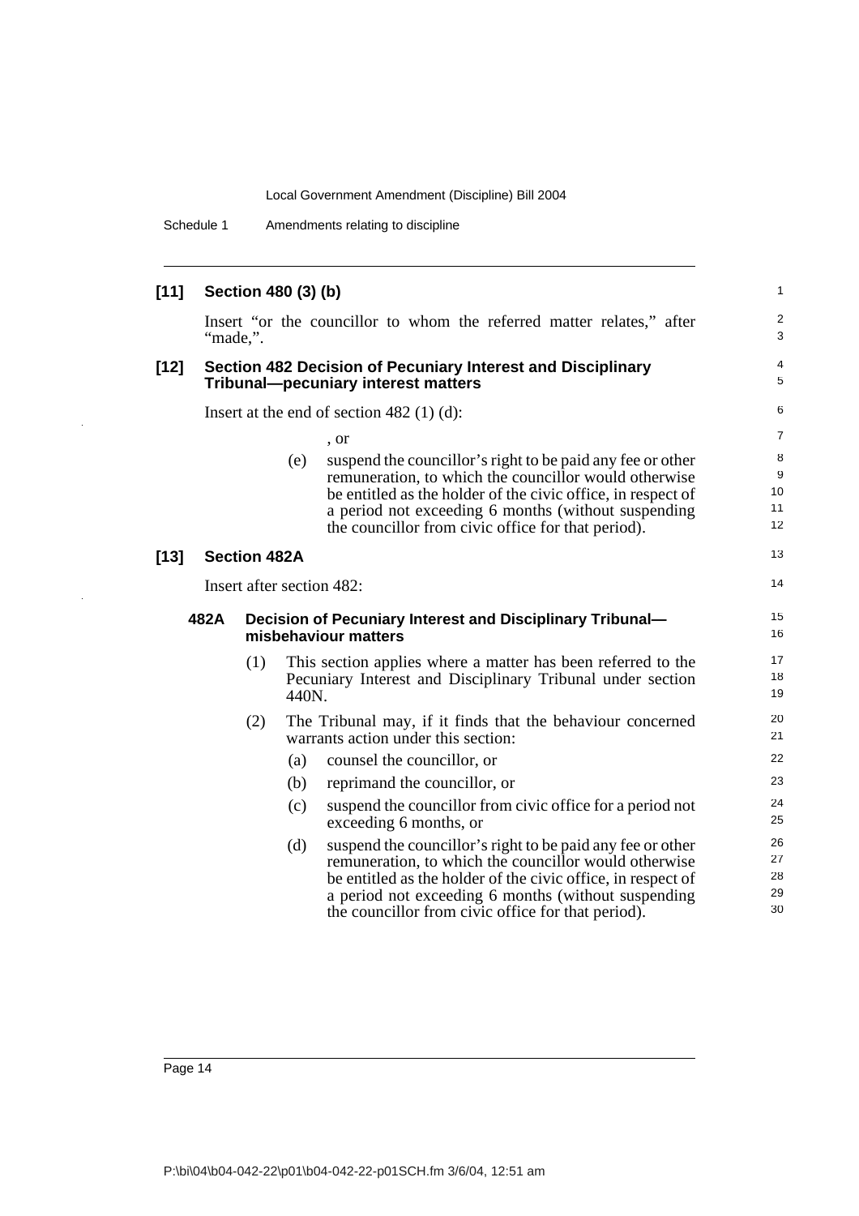**[11] Section 480 (3) (b)**

Insert "or the councillor to whom the referred matter relates," after "made,".

**[12] Section 482 Decision of Pecuniary Interest and Disciplinary Tribunal—pecuniary interest matters**

Insert at the end of section 482 (1) (d):

, or

(e) suspend the councillor's right to be paid any fee or other remuneration, to which the councillor would otherwise be entitled as the holder of the civic office, in respect of a period not exceeding 6 months (without suspending the councillor from civic office for that period).

**[13] Section 482A**

Insert after section 482:

**482A Decision of Pecuniary Interest and Disciplinary Tribunal—misbehaviour matters**

(1) This section applies where a matter has been referred to the Pecuniary Interest and Disciplinary Tribunal under section 440N.

(2) The Tribunal may, if it finds that the behaviour concerned warrants action under this section:

(a) counsel the councillor, or

(b) reprimand the councillor, or

(c) suspend the councillor from civic office for a period not exceeding 6 months, or

(d) suspend the councillor's right to be paid any fee or other remuneration, to which the councillor would otherwise be entitled as the holder of the civic office, in respect of a period not exceeding 6 months (without suspending the councillor from civic office for that period).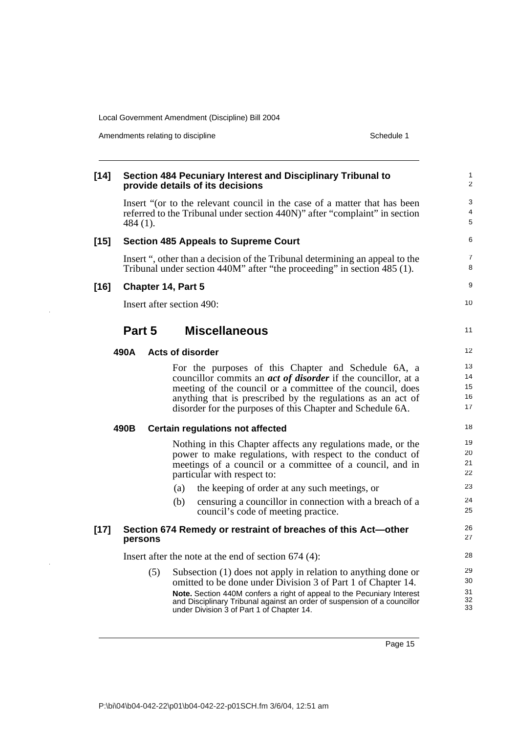**[14] Section 484 Pecuniary Interest and Disciplinary Tribunal to provide details of its decisions**

Insert "(or to the relevant council in the case of a matter that has been referred to the Tribunal under section 440N)" after "complaint" in section 484 (1).

**[15] Section 485 Appeals to Supreme Court**

Insert ", other than a decision of the Tribunal determining an appeal to the Tribunal under section 440M" after "the proceeding" in section 485 (1).

**[16] Chapter 14, Part 5**

Insert after section 490:

## Part 5 Miscellaneous

**490A Acts of disorder**

For the purposes of this Chapter and Schedule 6A, a councillor commits an ***act of disorder*** if the councillor, at a meeting of the council or a committee of the council, does anything that is prescribed by the regulations as an act of disorder for the purposes of this Chapter and Schedule 6A.

**490B Certain regulations not affected**

Nothing in this Chapter affects any regulations made, or the power to make regulations, with respect to the conduct of meetings of a council or a committee of a council, and in particular with respect to:

(a) the keeping of order at any such meetings, or

(b) censuring a councillor in connection with a breach of a council's code of meeting practice.

**[17] Section 674 Remedy or restraint of breaches of this Act—other persons**

Insert after the note at the end of section 674 (4):

(5) Subsection (1) does not apply in relation to anything done or omitted to be done under Division 3 of Part 1 of Chapter 14.

**Note.** Section 440M confers a right of appeal to the Pecuniary Interest and Disciplinary Tribunal against an order of suspension of a councillor under Division 3 of Part 1 of Chapter 14.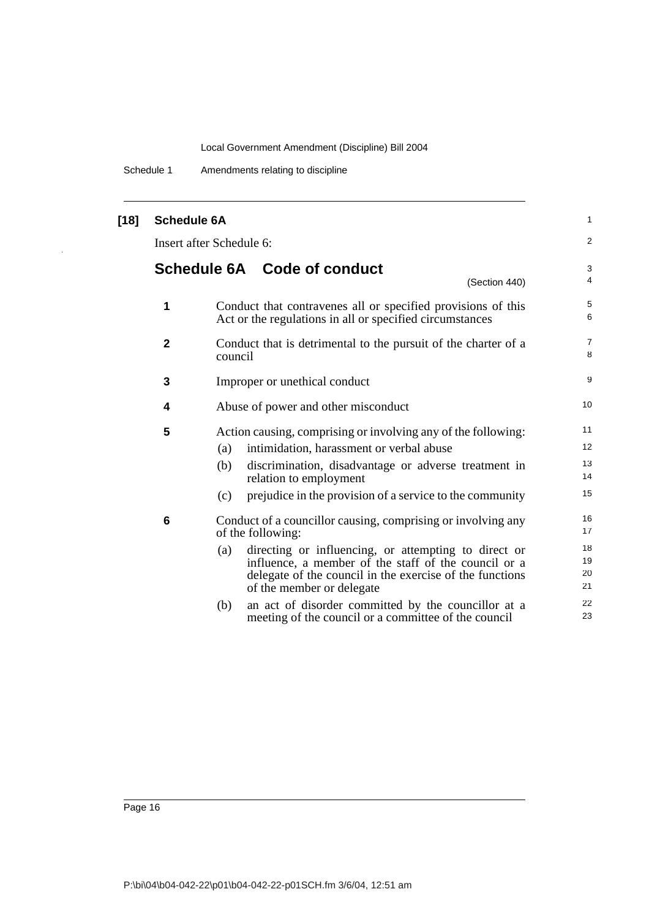**[18] Schedule 6A**

Insert after Schedule 6:

## Schedule 6A Code of conduct

(Section 440)

**1** Conduct that contravenes all or specified provisions of this Act or the regulations in all or specified circumstances

**2** Conduct that is detrimental to the pursuit of the charter of a council

**3** Improper or unethical conduct

**4** Abuse of power and other misconduct

**5** Action causing, comprising or involving any of the following:

(a) intimidation, harassment or verbal abuse

(b) discrimination, disadvantage or adverse treatment in relation to employment

(c) prejudice in the provision of a service to the community

**6** Conduct of a councillor causing, comprising or involving any of the following:

(a) directing or influencing, or attempting to direct or influence, a member of the staff of the council or a delegate of the council in the exercise of the functions of the member or delegate

(b) an act of disorder committed by the councillor at a meeting of the council or a committee of the council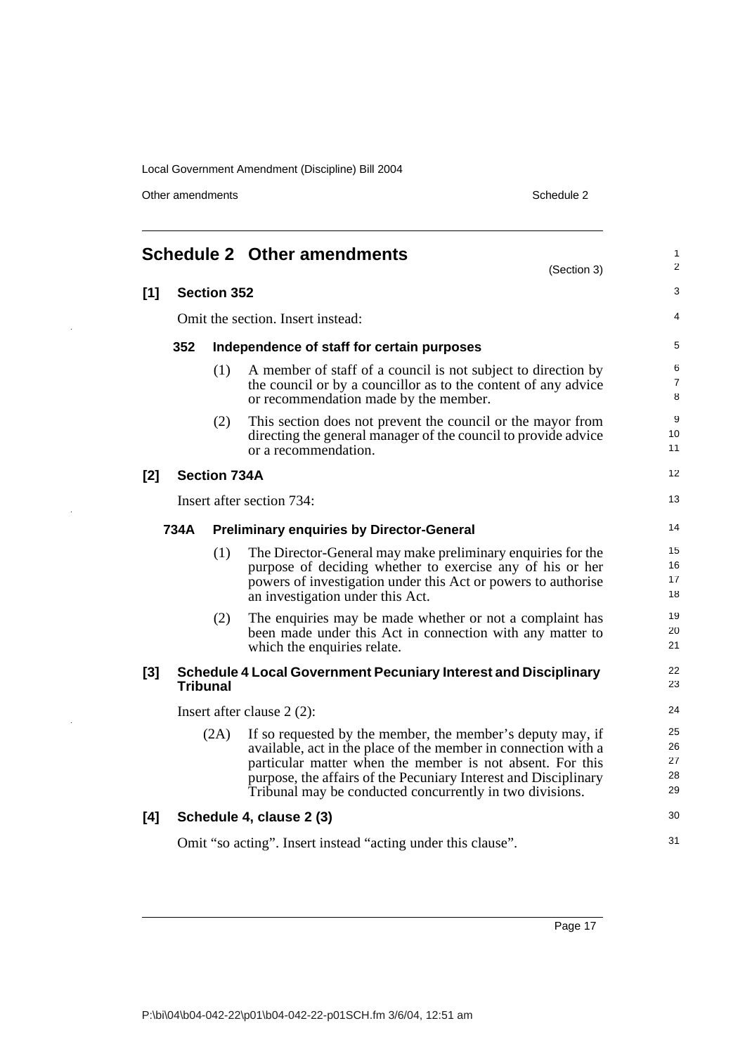## Schedule 2 Other amendments

(Section 3)

**[1] Section 352**

Omit the section. Insert instead:

**352 Independence of staff for certain purposes**

(1) A member of staff of a council is not subject to direction by the council or by a councillor as to the content of any advice or recommendation made by the member.

(2) This section does not prevent the council or the mayor from directing the general manager of the council to provide advice or a recommendation.

**[2] Section 734A**

Insert after section 734:

**734A Preliminary enquiries by Director-General**

(1) The Director-General may make preliminary enquiries for the purpose of deciding whether to exercise any of his or her powers of investigation under this Act or powers to authorise an investigation under this Act.

(2) The enquiries may be made whether or not a complaint has been made under this Act in connection with any matter to which the enquiries relate.

**[3] Schedule 4 Local Government Pecuniary Interest and Disciplinary Tribunal**

Insert after clause 2 (2):

(2A) If so requested by the member, the member's deputy may, if available, act in the place of the member in connection with a particular matter when the member is not absent. For this purpose, the affairs of the Pecuniary Interest and Disciplinary Tribunal may be conducted concurrently in two divisions.

**[4] Schedule 4, clause 2 (3)**

Omit "so acting". Insert instead "acting under this clause".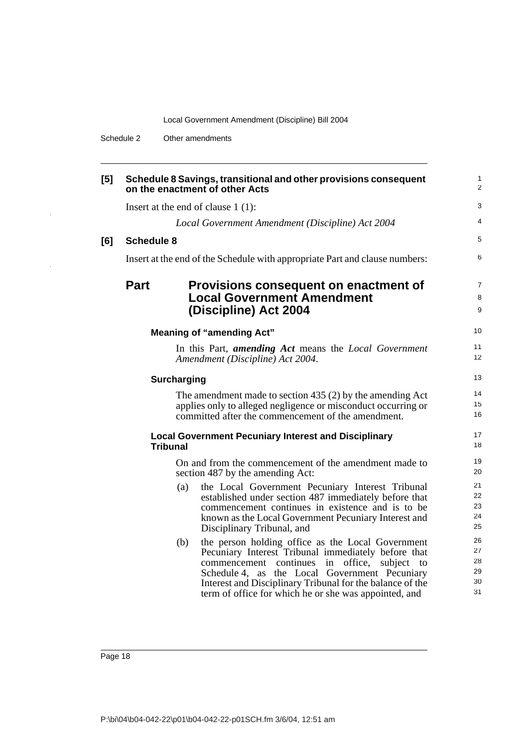**[5] Schedule 8 Savings, transitional and other provisions consequent on the enactment of other Acts**

Insert at the end of clause 1 (1):

*Local Government Amendment (Discipline) Act 2004*

**[6] Schedule 8**

Insert at the end of the Schedule with appropriate Part and clause numbers:

## Part Provisions consequent on enactment of Local Government Amendment (Discipline) Act 2004

### Meaning of "amending Act"

In this Part, ***amending Act*** means the *Local Government Amendment (Discipline) Act 2004*.

### Surcharging

The amendment made to section 435 (2) by the amending Act applies only to alleged negligence or misconduct occurring or committed after the commencement of the amendment.

### Local Government Pecuniary Interest and Disciplinary Tribunal

On and from the commencement of the amendment made to section 487 by the amending Act:

(a) the Local Government Pecuniary Interest Tribunal established under section 487 immediately before that commencement continues in existence and is to be known as the Local Government Pecuniary Interest and Disciplinary Tribunal, and

(b) the person holding office as the Local Government Pecuniary Interest Tribunal immediately before that commencement continues in office, subject to Schedule 4, as the Local Government Pecuniary Interest and Disciplinary Tribunal for the balance of the term of office for which he or she was appointed, and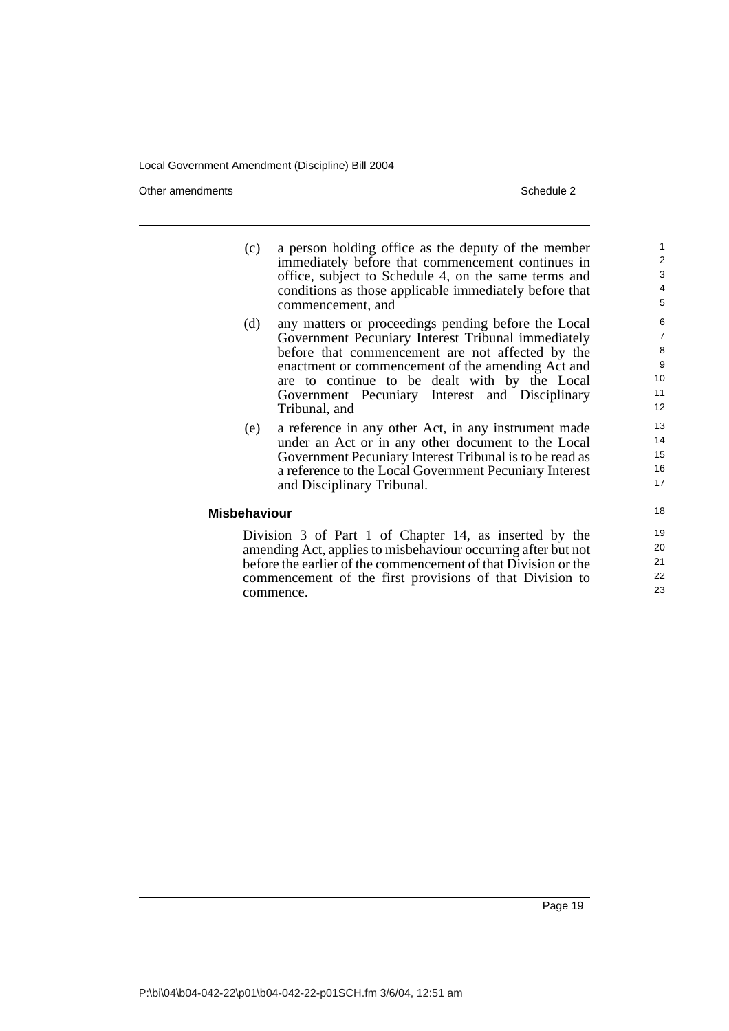(c) a person holding office as the deputy of the member immediately before that commencement continues in office, subject to Schedule 4, on the same terms and conditions as those applicable immediately before that commencement, and

(d) any matters or proceedings pending before the Local Government Pecuniary Interest Tribunal immediately before that commencement are not affected by the enactment or commencement of the amending Act and are to continue to be dealt with by the Local Government Pecuniary Interest and Disciplinary Tribunal, and

(e) a reference in any other Act, in any instrument made under an Act or in any other document to the Local Government Pecuniary Interest Tribunal is to be read as a reference to the Local Government Pecuniary Interest and Disciplinary Tribunal.

**Misbehaviour**

Division 3 of Part 1 of Chapter 14, as inserted by the amending Act, applies to misbehaviour occurring after but not before the earlier of the commencement of that Division or the commencement of the first provisions of that Division to commence.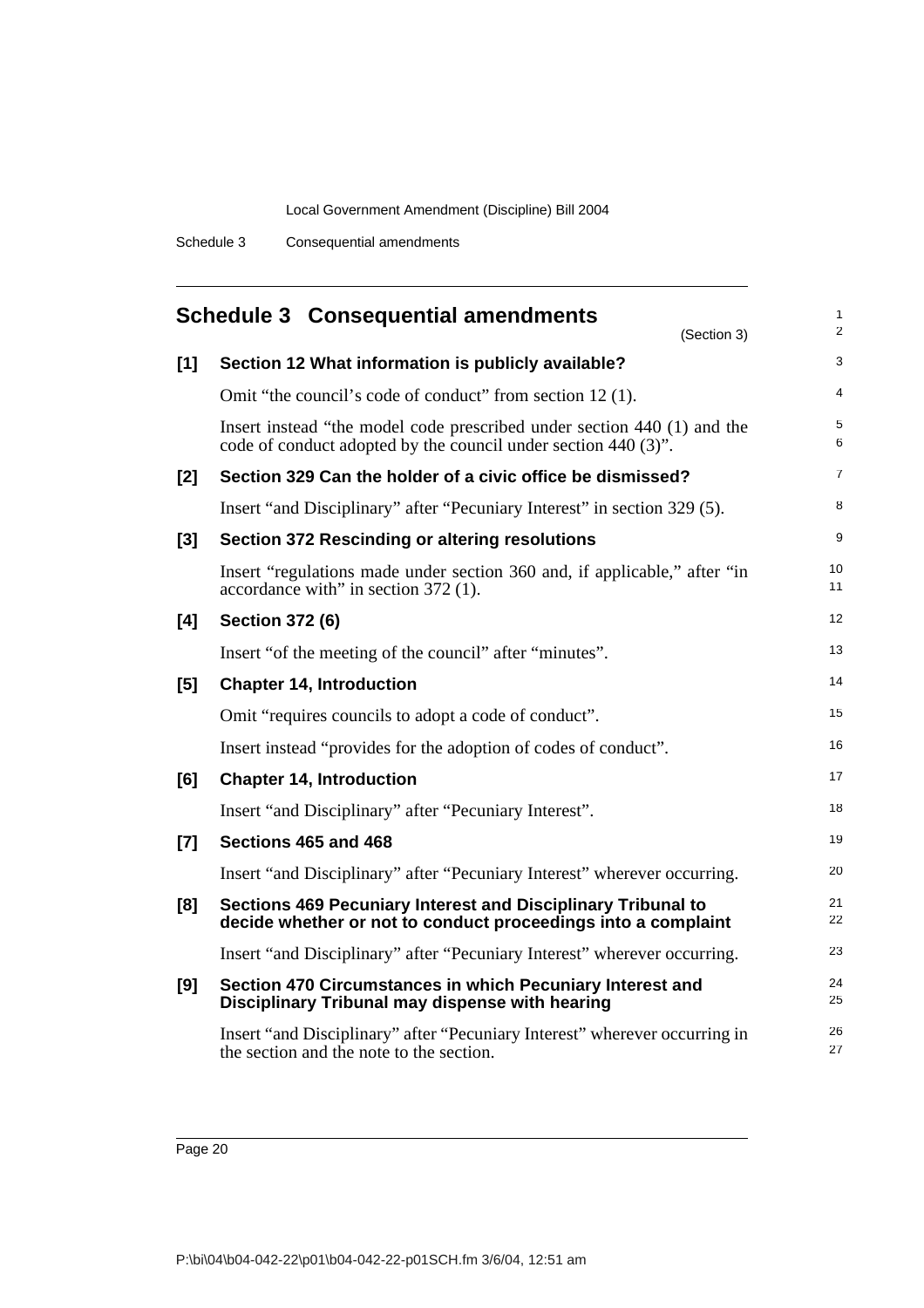## Schedule 3 Consequential amendments

(Section 3)

**[1] Section 12 What information is publicly available?**

Omit "the council's code of conduct" from section 12 (1).

Insert instead "the model code prescribed under section 440 (1) and the code of conduct adopted by the council under section 440 (3)".

**[2] Section 329 Can the holder of a civic office be dismissed?**

Insert "and Disciplinary" after "Pecuniary Interest" in section 329 (5).

**[3] Section 372 Rescinding or altering resolutions**

Insert "regulations made under section 360 and, if applicable," after "in accordance with" in section 372 (1).

**[4] Section 372 (6)**

Insert "of the meeting of the council" after "minutes".

**[5] Chapter 14, Introduction**

Omit "requires councils to adopt a code of conduct".

Insert instead "provides for the adoption of codes of conduct".

**[6] Chapter 14, Introduction**

Insert "and Disciplinary" after "Pecuniary Interest".

**[7] Sections 465 and 468**

Insert "and Disciplinary" after "Pecuniary Interest" wherever occurring.

**[8] Sections 469 Pecuniary Interest and Disciplinary Tribunal to decide whether or not to conduct proceedings into a complaint**

Insert "and Disciplinary" after "Pecuniary Interest" wherever occurring.

**[9] Section 470 Circumstances in which Pecuniary Interest and Disciplinary Tribunal may dispense with hearing**

Insert "and Disciplinary" after "Pecuniary Interest" wherever occurring in the section and the note to the section.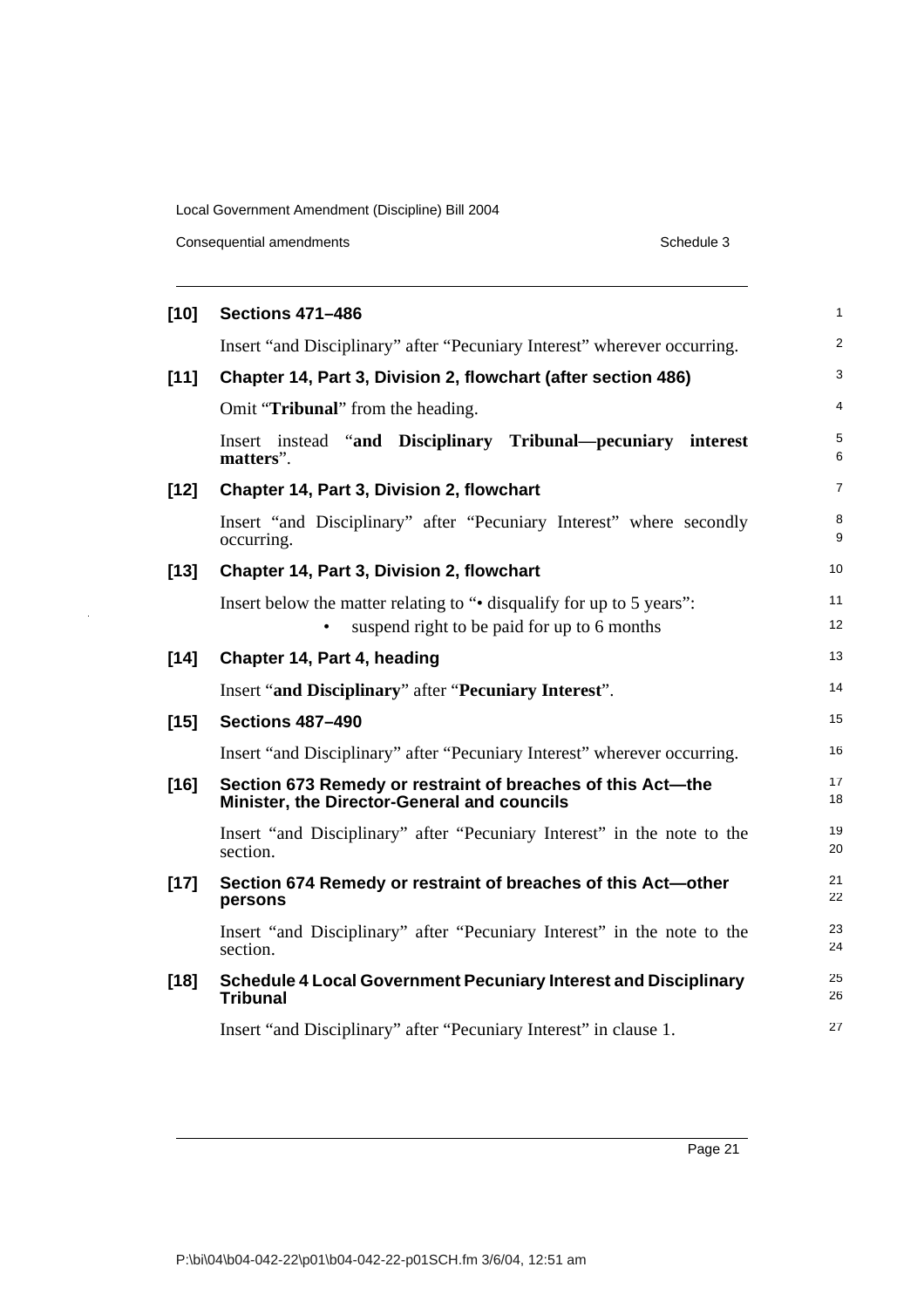**[10] Sections 471–486**

Insert “and Disciplinary” after “Pecuniary Interest” wherever occurring.

**[11] Chapter 14, Part 3, Division 2, flowchart (after section 486)**

Omit “**Tribunal**” from the heading.

Insert instead “**and Disciplinary Tribunal—pecuniary interest matters**”.

**[12] Chapter 14, Part 3, Division 2, flowchart**

Insert “and Disciplinary” after “Pecuniary Interest” where secondly occurring.

**[13] Chapter 14, Part 3, Division 2, flowchart**

Insert below the matter relating to “• disqualify for up to 5 years”:

- suspend right to be paid for up to 6 months

**[14] Chapter 14, Part 4, heading**

Insert “**and Disciplinary**” after “**Pecuniary Interest**”.

**[15] Sections 487–490**

Insert “and Disciplinary” after “Pecuniary Interest” wherever occurring.

**[16] Section 673 Remedy or restraint of breaches of this Act—the Minister, the Director-General and councils**

Insert “and Disciplinary” after “Pecuniary Interest” in the note to the section.

**[17] Section 674 Remedy or restraint of breaches of this Act—other persons**

Insert “and Disciplinary” after “Pecuniary Interest” in the note to the section.

**[18] Schedule 4 Local Government Pecuniary Interest and Disciplinary Tribunal**

Insert “and Disciplinary” after “Pecuniary Interest” in clause 1.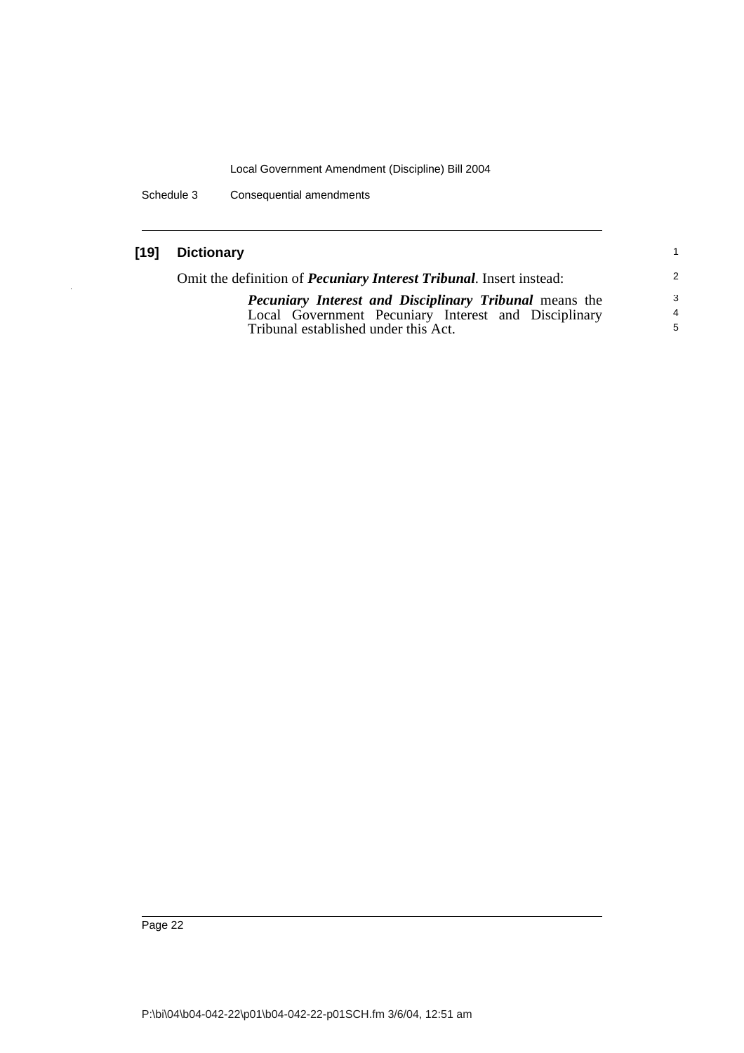### [19] Dictionary

Omit the definition of ***Pecuniary Interest Tribunal***. Insert instead:

> ***Pecuniary Interest and Disciplinary Tribunal*** means the Local Government Pecuniary Interest and Disciplinary Tribunal established under this Act.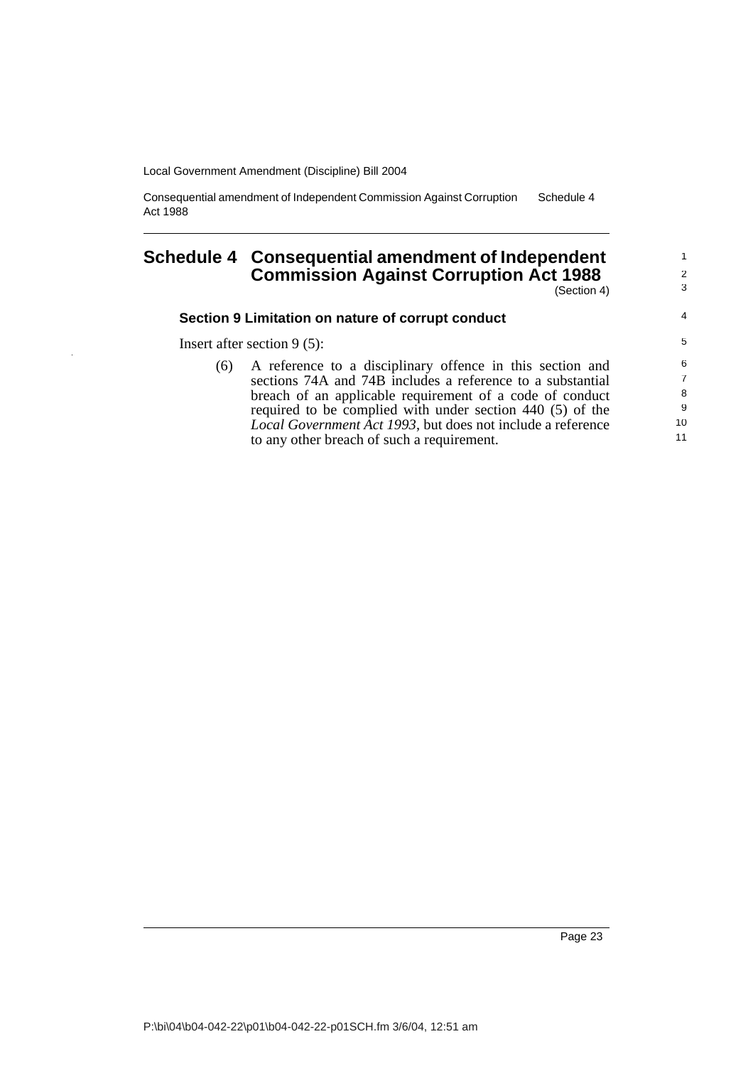# Schedule 4 Consequential amendment of Independent Commission Against Corruption Act 1988

(Section 4)

### Section 9 Limitation on nature of corrupt conduct

Insert after section 9 (5):

(6) A reference to a disciplinary offence in this section and sections 74A and 74B includes a reference to a substantial breach of an applicable requirement of a code of conduct required to be complied with under section 440 (5) of the *Local Government Act 1993*, but does not include a reference to any other breach of such a requirement.